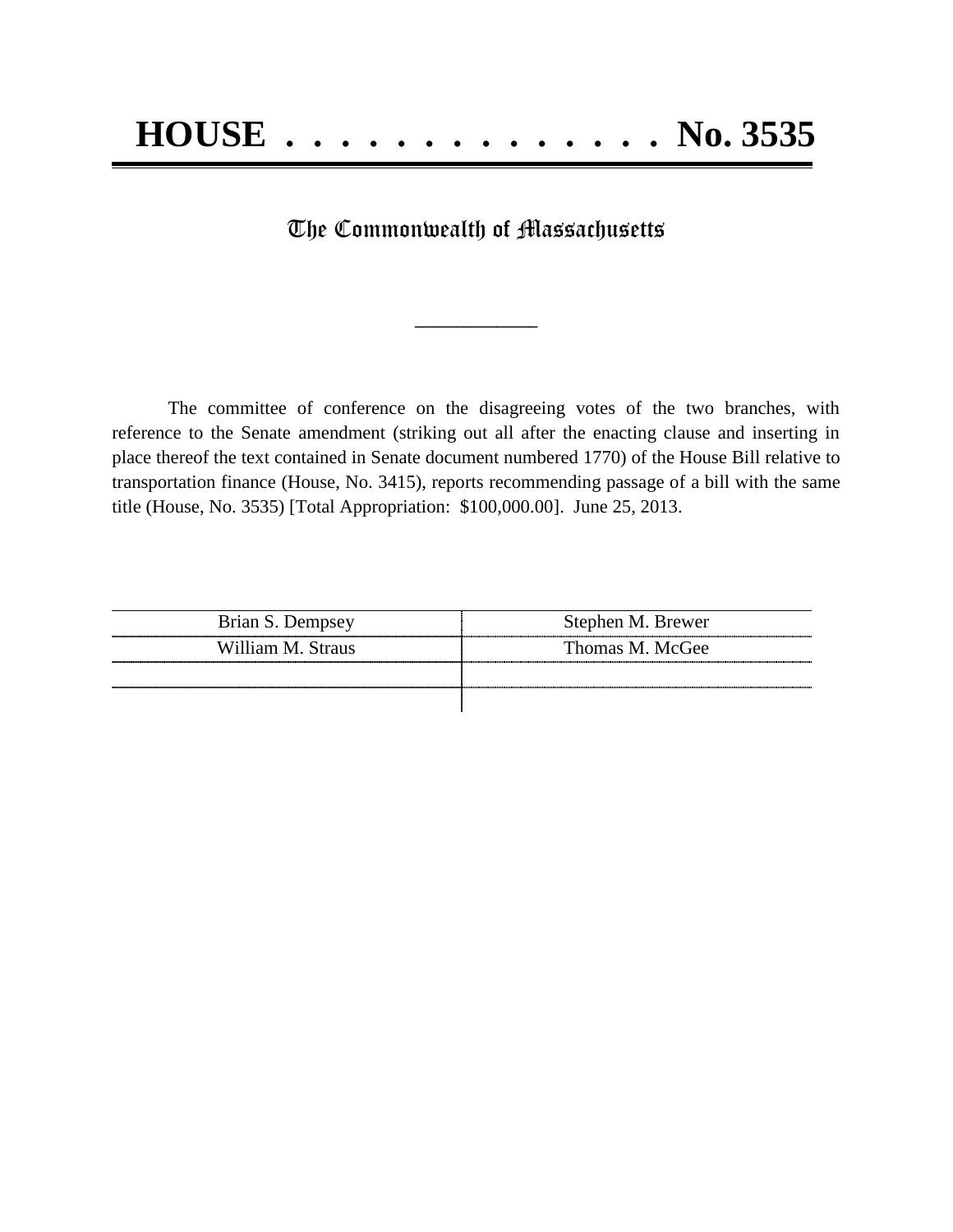# HOUSE . . . . . . . . . . . . . . . No. 3535

## The Commonwealth of Massachusetts

________________

The committee of conference on the disagreeing votes of the two branches, with reference to the Senate amendment (striking out all after the enacting clause and inserting in place thereof the text contained in Senate document numbered 1770) of the House Bill relative to transportation finance (House, No. 3415), reports recommending passage of a bill with the same title (House, No. 3535) [Total Appropriation: $100,000.00]. June 25, 2013.

| | |
|---|---|
| Brian S. Dempsey | Stephen M. Brewer |
| William M. Straus | Thomas M. McGee |
| | |
| | |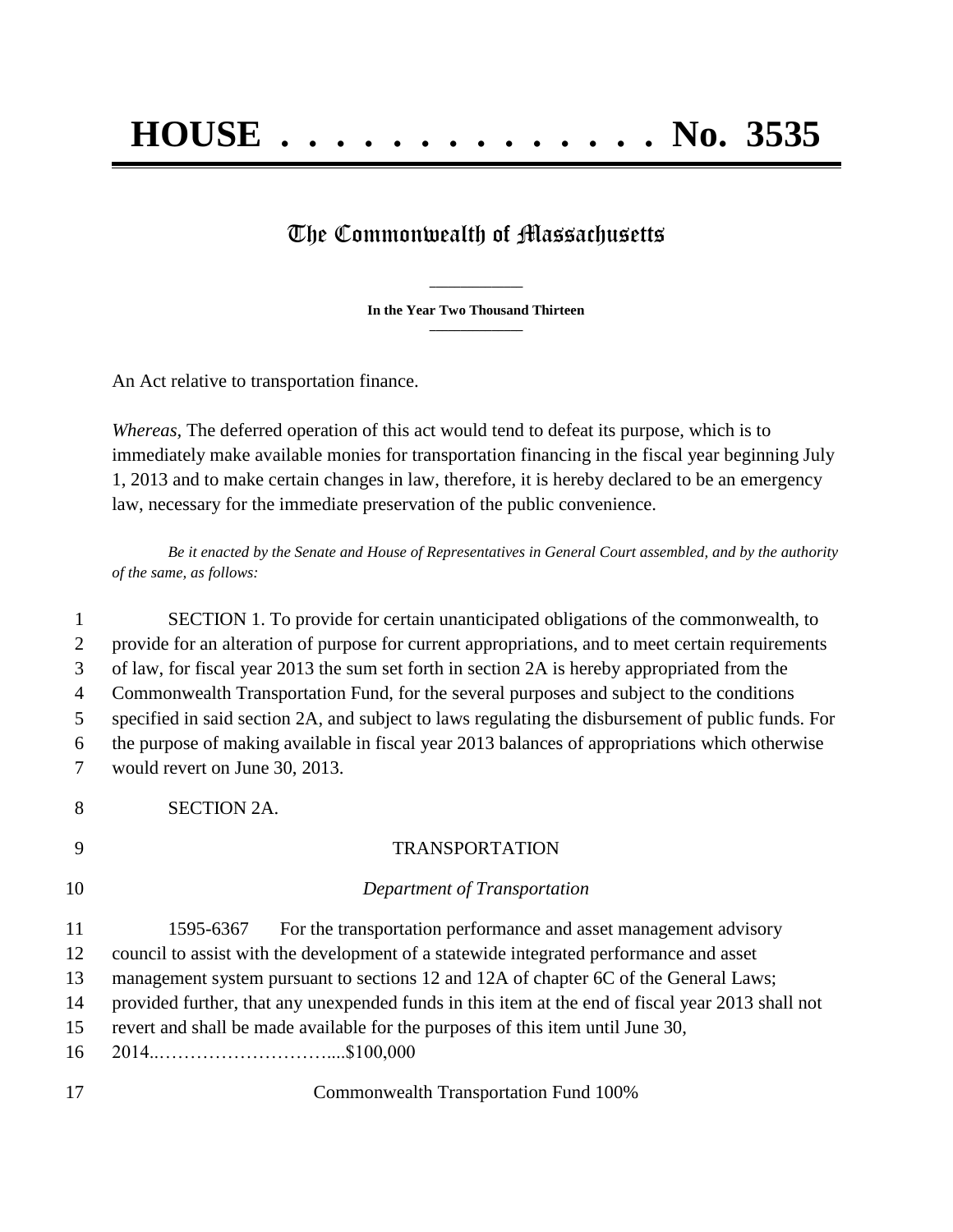# HOUSE . . . . . . . . . . . . . . . No. 3535

## The Commonwealth of Massachusetts

**In the Year Two Thousand Thirteen**

An Act relative to transportation finance.

*Whereas,* The deferred operation of this act would tend to defeat its purpose, which is to immediately make available monies for transportation financing in the fiscal year beginning July 1, 2013 and to make certain changes in law, therefore, it is hereby declared to be an emergency law, necessary for the immediate preservation of the public convenience.

*Be it enacted by the Senate and House of Representatives in General Court assembled, and by the authority of the same, as follows:*

1 SECTION 1. To provide for certain unanticipated obligations of the commonwealth, to
2 provide for an alteration of purpose for current appropriations, and to meet certain requirements
3 of law, for fiscal year 2013 the sum set forth in section 2A is hereby appropriated from the
4 Commonwealth Transportation Fund, for the several purposes and subject to the conditions
5 specified in said section 2A, and subject to laws regulating the disbursement of public funds. For
6 the purpose of making available in fiscal year 2013 balances of appropriations which otherwise
7 would revert on June 30, 2013.

8 SECTION 2A.

9 TRANSPORTATION

10 *Department of Transportation*

11 1595-6367 For the transportation performance and asset management advisory
12 council to assist with the development of a statewide integrated performance and asset
13 management system pursuant to sections 12 and 12A of chapter 6C of the General Laws;
14 provided further, that any unexpended funds in this item at the end of fiscal year 2013 shall not
15 revert and shall be made available for the purposes of this item until June 30,
16 2014..…………………………....$100,000

17 Commonwealth Transportation Fund 100%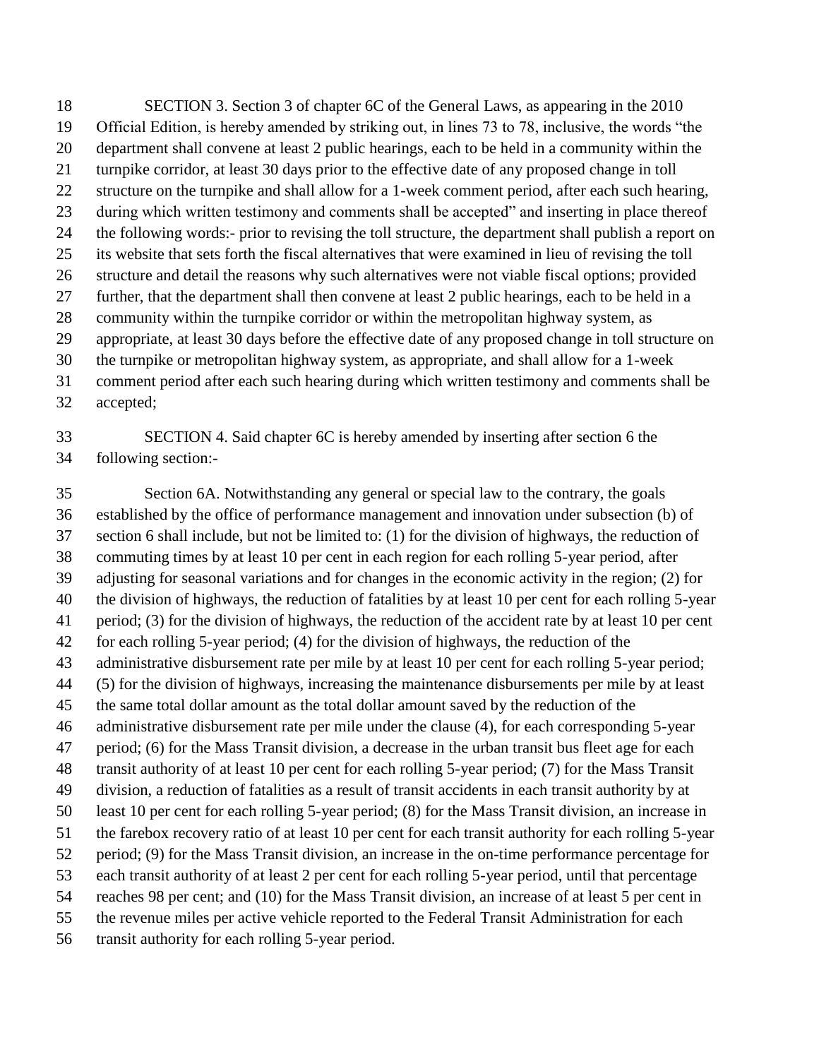SECTION 3. Section 3 of chapter 6C of the General Laws, as appearing in the 2010 Official Edition, is hereby amended by striking out, in lines 73 to 78, inclusive, the words "the department shall convene at least 2 public hearings, each to be held in a community within the turnpike corridor, at least 30 days prior to the effective date of any proposed change in toll structure on the turnpike and shall allow for a 1-week comment period, after each such hearing, during which written testimony and comments shall be accepted" and inserting in place thereof the following words:- prior to revising the toll structure, the department shall publish a report on its website that sets forth the fiscal alternatives that were examined in lieu of revising the toll structure and detail the reasons why such alternatives were not viable fiscal options; provided further, that the department shall then convene at least 2 public hearings, each to be held in a community within the turnpike corridor or within the metropolitan highway system, as appropriate, at least 30 days before the effective date of any proposed change in toll structure on the turnpike or metropolitan highway system, as appropriate, and shall allow for a 1-week comment period after each such hearing during which written testimony and comments shall be accepted;

SECTION 4. Said chapter 6C is hereby amended by inserting after section 6 the following section:-

Section 6A. Notwithstanding any general or special law to the contrary, the goals established by the office of performance management and innovation under subsection (b) of section 6 shall include, but not be limited to: (1) for the division of highways, the reduction of commuting times by at least 10 per cent in each region for each rolling 5-year period, after adjusting for seasonal variations and for changes in the economic activity in the region; (2) for the division of highways, the reduction of fatalities by at least 10 per cent for each rolling 5-year period; (3) for the division of highways, the reduction of the accident rate by at least 10 per cent for each rolling 5-year period; (4) for the division of highways, the reduction of the administrative disbursement rate per mile by at least 10 per cent for each rolling 5-year period; (5) for the division of highways, increasing the maintenance disbursements per mile by at least the same total dollar amount as the total dollar amount saved by the reduction of the administrative disbursement rate per mile under the clause (4), for each corresponding 5-year period; (6) for the Mass Transit division, a decrease in the urban transit bus fleet age for each transit authority of at least 10 per cent for each rolling 5-year period; (7) for the Mass Transit division, a reduction of fatalities as a result of transit accidents in each transit authority by at least 10 per cent for each rolling 5-year period; (8) for the Mass Transit division, an increase in the farebox recovery ratio of at least 10 per cent for each transit authority for each rolling 5-year period; (9) for the Mass Transit division, an increase in the on-time performance percentage for each transit authority of at least 2 per cent for each rolling 5-year period, until that percentage reaches 98 per cent; and (10) for the Mass Transit division, an increase of at least 5 per cent in the revenue miles per active vehicle reported to the Federal Transit Administration for each transit authority for each rolling 5-year period.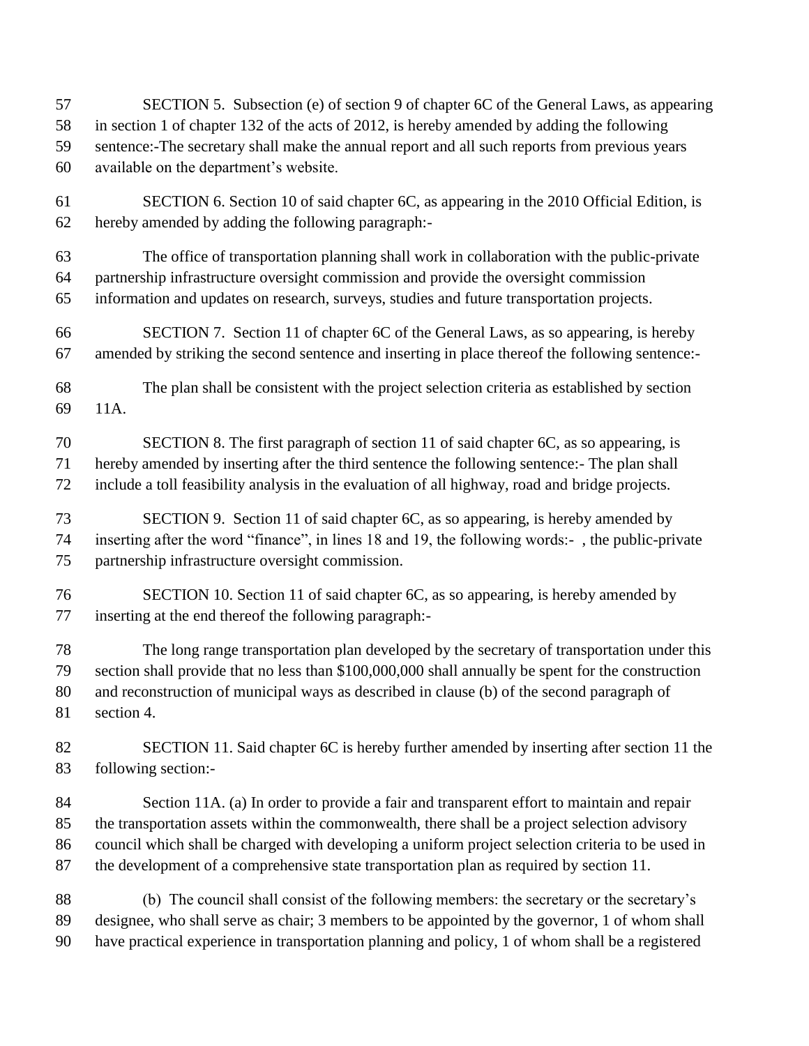SECTION 5. Subsection (e) of section 9 of chapter 6C of the General Laws, as appearing in section 1 of chapter 132 of the acts of 2012, is hereby amended by adding the following sentence:-The secretary shall make the annual report and all such reports from previous years available on the department's website.

SECTION 6. Section 10 of said chapter 6C, as appearing in the 2010 Official Edition, is hereby amended by adding the following paragraph:-

The office of transportation planning shall work in collaboration with the public-private partnership infrastructure oversight commission and provide the oversight commission information and updates on research, surveys, studies and future transportation projects.

SECTION 7. Section 11 of chapter 6C of the General Laws, as so appearing, is hereby amended by striking the second sentence and inserting in place thereof the following sentence:-

The plan shall be consistent with the project selection criteria as established by section 11A.

SECTION 8. The first paragraph of section 11 of said chapter 6C, as so appearing, is hereby amended by inserting after the third sentence the following sentence:- The plan shall include a toll feasibility analysis in the evaluation of all highway, road and bridge projects.

SECTION 9. Section 11 of said chapter 6C, as so appearing, is hereby amended by inserting after the word "finance", in lines 18 and 19, the following words:- , the public-private partnership infrastructure oversight commission.

SECTION 10. Section 11 of said chapter 6C, as so appearing, is hereby amended by inserting at the end thereof the following paragraph:-

The long range transportation plan developed by the secretary of transportation under this section shall provide that no less than $100,000,000 shall annually be spent for the construction and reconstruction of municipal ways as described in clause (b) of the second paragraph of section 4.

SECTION 11. Said chapter 6C is hereby further amended by inserting after section 11 the following section:-

Section 11A. (a) In order to provide a fair and transparent effort to maintain and repair the transportation assets within the commonwealth, there shall be a project selection advisory council which shall be charged with developing a uniform project selection criteria to be used in the development of a comprehensive state transportation plan as required by section 11.

(b) The council shall consist of the following members: the secretary or the secretary's designee, who shall serve as chair; 3 members to be appointed by the governor, 1 of whom shall have practical experience in transportation planning and policy, 1 of whom shall be a registered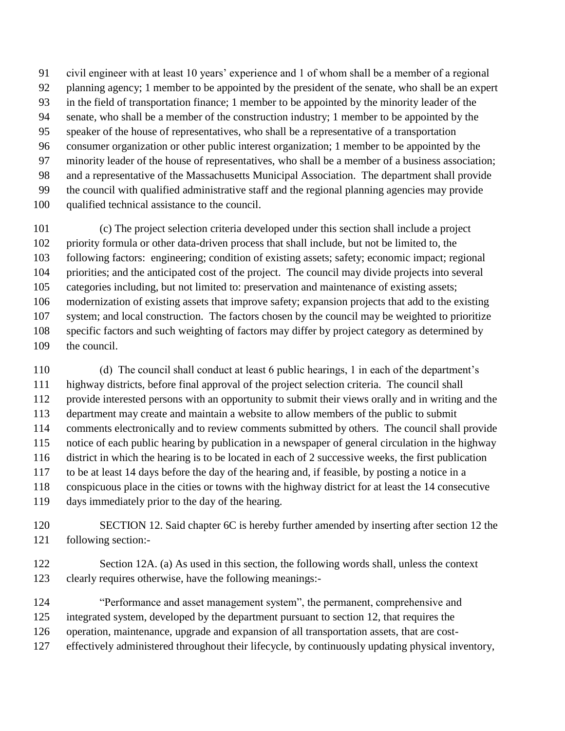civil engineer with at least 10 years' experience and 1 of whom shall be a member of a regional planning agency; 1 member to be appointed by the president of the senate, who shall be an expert in the field of transportation finance; 1 member to be appointed by the minority leader of the senate, who shall be a member of the construction industry; 1 member to be appointed by the speaker of the house of representatives, who shall be a representative of a transportation consumer organization or other public interest organization; 1 member to be appointed by the minority leader of the house of representatives, who shall be a member of a business association; and a representative of the Massachusetts Municipal Association. The department shall provide the council with qualified administrative staff and the regional planning agencies may provide qualified technical assistance to the council.

(c) The project selection criteria developed under this section shall include a project priority formula or other data-driven process that shall include, but not be limited to, the following factors: engineering; condition of existing assets; safety; economic impact; regional priorities; and the anticipated cost of the project. The council may divide projects into several categories including, but not limited to: preservation and maintenance of existing assets; modernization of existing assets that improve safety; expansion projects that add to the existing system; and local construction. The factors chosen by the council may be weighted to prioritize specific factors and such weighting of factors may differ by project category as determined by the council.

(d) The council shall conduct at least 6 public hearings, 1 in each of the department's highway districts, before final approval of the project selection criteria. The council shall provide interested persons with an opportunity to submit their views orally and in writing and the department may create and maintain a website to allow members of the public to submit comments electronically and to review comments submitted by others. The council shall provide notice of each public hearing by publication in a newspaper of general circulation in the highway district in which the hearing is to be located in each of 2 successive weeks, the first publication to be at least 14 days before the day of the hearing and, if feasible, by posting a notice in a conspicuous place in the cities or towns with the highway district for at least the 14 consecutive days immediately prior to the day of the hearing.

SECTION 12. Said chapter 6C is hereby further amended by inserting after section 12 the following section:-

Section 12A. (a) As used in this section, the following words shall, unless the context clearly requires otherwise, have the following meanings:-

"Performance and asset management system", the permanent, comprehensive and integrated system, developed by the department pursuant to section 12, that requires the operation, maintenance, upgrade and expansion of all transportation assets, that are cost-effectively administered throughout their lifecycle, by continuously updating physical inventory,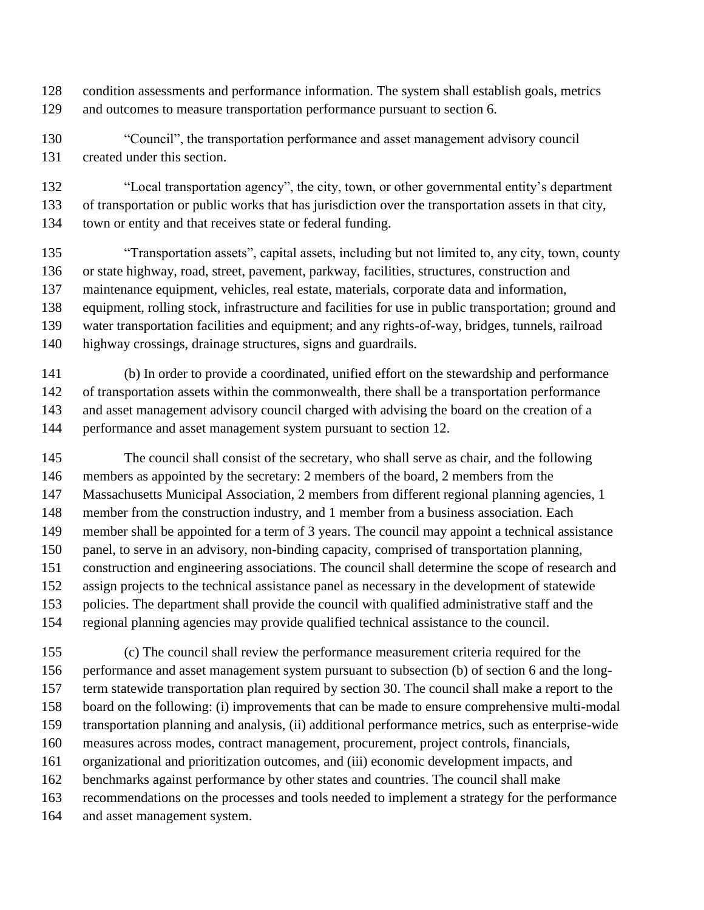condition assessments and performance information. The system shall establish goals, metrics and outcomes to measure transportation performance pursuant to section 6.

"Council", the transportation performance and asset management advisory council created under this section.

"Local transportation agency", the city, town, or other governmental entity's department of transportation or public works that has jurisdiction over the transportation assets in that city, town or entity and that receives state or federal funding.

"Transportation assets", capital assets, including but not limited to, any city, town, county or state highway, road, street, pavement, parkway, facilities, structures, construction and maintenance equipment, vehicles, real estate, materials, corporate data and information, equipment, rolling stock, infrastructure and facilities for use in public transportation; ground and water transportation facilities and equipment; and any rights-of-way, bridges, tunnels, railroad highway crossings, drainage structures, signs and guardrails.

(b) In order to provide a coordinated, unified effort on the stewardship and performance of transportation assets within the commonwealth, there shall be a transportation performance and asset management advisory council charged with advising the board on the creation of a performance and asset management system pursuant to section 12.

The council shall consist of the secretary, who shall serve as chair, and the following members as appointed by the secretary: 2 members of the board, 2 members from the Massachusetts Municipal Association, 2 members from different regional planning agencies, 1 member from the construction industry, and 1 member from a business association. Each member shall be appointed for a term of 3 years. The council may appoint a technical assistance panel, to serve in an advisory, non-binding capacity, comprised of transportation planning, construction and engineering associations. The council shall determine the scope of research and assign projects to the technical assistance panel as necessary in the development of statewide policies. The department shall provide the council with qualified administrative staff and the regional planning agencies may provide qualified technical assistance to the council.

(c) The council shall review the performance measurement criteria required for the performance and asset management system pursuant to subsection (b) of section 6 and the long-term statewide transportation plan required by section 30. The council shall make a report to the board on the following: (i) improvements that can be made to ensure comprehensive multi-modal transportation planning and analysis, (ii) additional performance metrics, such as enterprise-wide measures across modes, contract management, procurement, project controls, financials, organizational and prioritization outcomes, and (iii) economic development impacts, and benchmarks against performance by other states and countries. The council shall make recommendations on the processes and tools needed to implement a strategy for the performance and asset management system.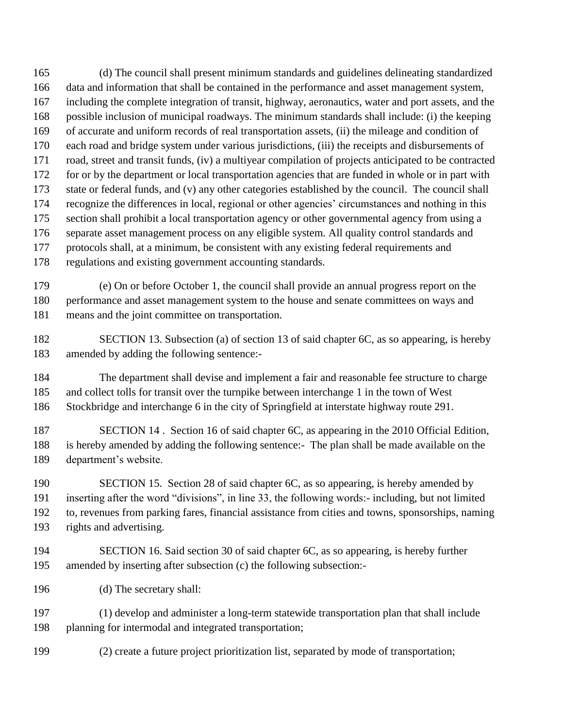(d) The council shall present minimum standards and guidelines delineating standardized data and information that shall be contained in the performance and asset management system, including the complete integration of transit, highway, aeronautics, water and port assets, and the possible inclusion of municipal roadways. The minimum standards shall include: (i) the keeping of accurate and uniform records of real transportation assets, (ii) the mileage and condition of each road and bridge system under various jurisdictions, (iii) the receipts and disbursements of road, street and transit funds, (iv) a multiyear compilation of projects anticipated to be contracted for or by the department or local transportation agencies that are funded in whole or in part with state or federal funds, and (v) any other categories established by the council. The council shall recognize the differences in local, regional or other agencies' circumstances and nothing in this section shall prohibit a local transportation agency or other governmental agency from using a separate asset management process on any eligible system. All quality control standards and protocols shall, at a minimum, be consistent with any existing federal requirements and regulations and existing government accounting standards.

(e) On or before October 1, the council shall provide an annual progress report on the performance and asset management system to the house and senate committees on ways and means and the joint committee on transportation.

SECTION 13. Subsection (a) of section 13 of said chapter 6C, as so appearing, is hereby amended by adding the following sentence:-

The department shall devise and implement a fair and reasonable fee structure to charge and collect tolls for transit over the turnpike between interchange 1 in the town of West Stockbridge and interchange 6 in the city of Springfield at interstate highway route 291.

SECTION 14 . Section 16 of said chapter 6C, as appearing in the 2010 Official Edition, is hereby amended by adding the following sentence:- The plan shall be made available on the department's website.

SECTION 15. Section 28 of said chapter 6C, as so appearing, is hereby amended by inserting after the word "divisions", in line 33, the following words:- including, but not limited to, revenues from parking fares, financial assistance from cities and towns, sponsorships, naming rights and advertising.

SECTION 16. Said section 30 of said chapter 6C, as so appearing, is hereby further amended by inserting after subsection (c) the following subsection:-

(d) The secretary shall:

(1) develop and administer a long-term statewide transportation plan that shall include planning for intermodal and integrated transportation;

(2) create a future project prioritization list, separated by mode of transportation;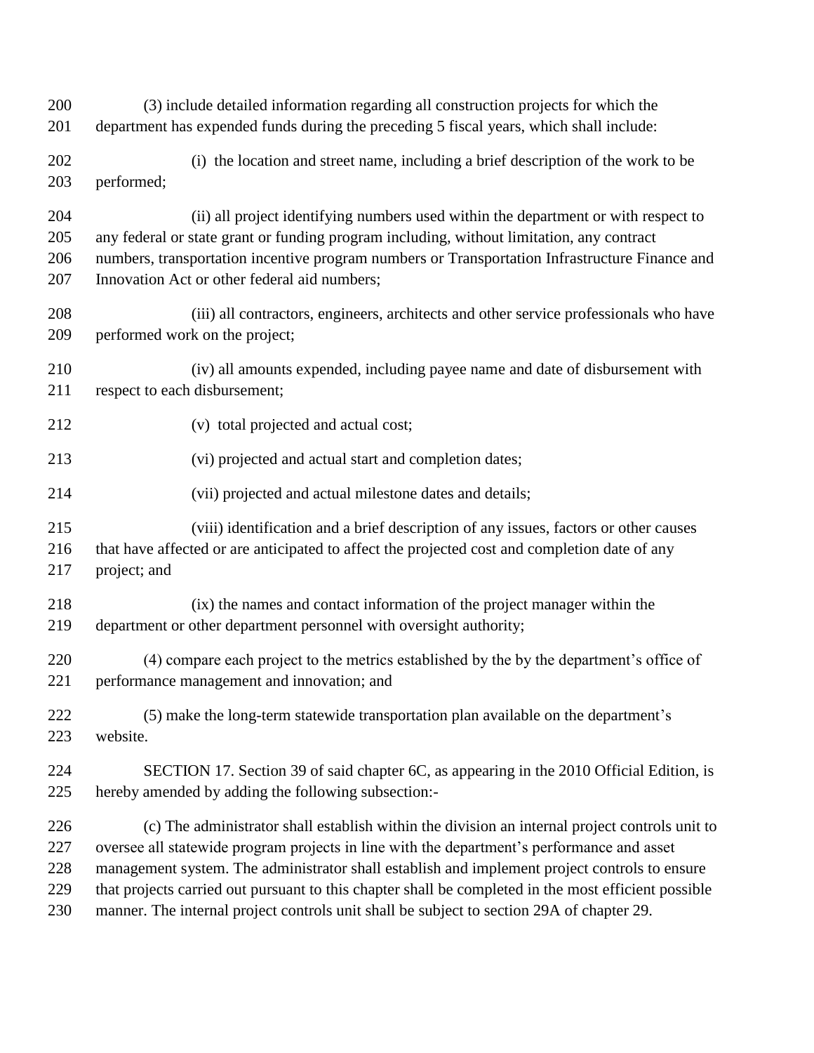(3) include detailed information regarding all construction projects for which the department has expended funds during the preceding 5 fiscal years, which shall include:

(i) the location and street name, including a brief description of the work to be performed;

(ii) all project identifying numbers used within the department or with respect to any federal or state grant or funding program including, without limitation, any contract numbers, transportation incentive program numbers or Transportation Infrastructure Finance and Innovation Act or other federal aid numbers;

(iii) all contractors, engineers, architects and other service professionals who have performed work on the project;

(iv) all amounts expended, including payee name and date of disbursement with respect to each disbursement;

(v) total projected and actual cost;

(vi) projected and actual start and completion dates;

(vii) projected and actual milestone dates and details;

(viii) identification and a brief description of any issues, factors or other causes that have affected or are anticipated to affect the projected cost and completion date of any project; and

(ix) the names and contact information of the project manager within the department or other department personnel with oversight authority;

(4) compare each project to the metrics established by the by the department's office of performance management and innovation; and

(5) make the long-term statewide transportation plan available on the department's website.

SECTION 17. Section 39 of said chapter 6C, as appearing in the 2010 Official Edition, is hereby amended by adding the following subsection:-

(c) The administrator shall establish within the division an internal project controls unit to oversee all statewide program projects in line with the department's performance and asset management system. The administrator shall establish and implement project controls to ensure that projects carried out pursuant to this chapter shall be completed in the most efficient possible manner. The internal project controls unit shall be subject to section 29A of chapter 29.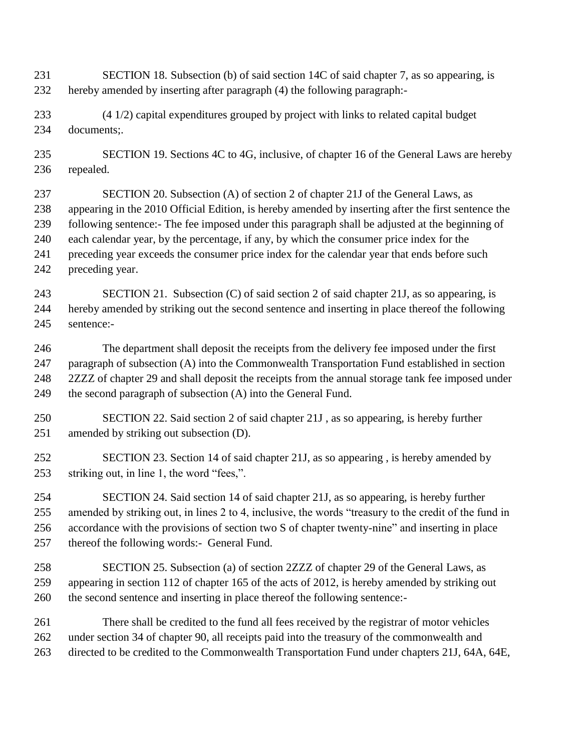SECTION 18. Subsection (b) of said section 14C of said chapter 7, as so appearing, is hereby amended by inserting after paragraph (4) the following paragraph:-

(4 1/2) capital expenditures grouped by project with links to related capital budget documents;.

SECTION 19. Sections 4C to 4G, inclusive, of chapter 16 of the General Laws are hereby repealed.

SECTION 20. Subsection (A) of section 2 of chapter 21J of the General Laws, as appearing in the 2010 Official Edition, is hereby amended by inserting after the first sentence the following sentence:- The fee imposed under this paragraph shall be adjusted at the beginning of each calendar year, by the percentage, if any, by which the consumer price index for the preceding year exceeds the consumer price index for the calendar year that ends before such preceding year.

SECTION 21. Subsection (C) of said section 2 of said chapter 21J, as so appearing, is hereby amended by striking out the second sentence and inserting in place thereof the following sentence:-

The department shall deposit the receipts from the delivery fee imposed under the first paragraph of subsection (A) into the Commonwealth Transportation Fund established in section 2ZZZ of chapter 29 and shall deposit the receipts from the annual storage tank fee imposed under the second paragraph of subsection (A) into the General Fund.

SECTION 22. Said section 2 of said chapter 21J , as so appearing, is hereby further amended by striking out subsection (D).

SECTION 23. Section 14 of said chapter 21J, as so appearing , is hereby amended by striking out, in line 1, the word "fees,".

SECTION 24. Said section 14 of said chapter 21J, as so appearing, is hereby further amended by striking out, in lines 2 to 4, inclusive, the words "treasury to the credit of the fund in accordance with the provisions of section two S of chapter twenty-nine" and inserting in place thereof the following words:- General Fund.

SECTION 25. Subsection (a) of section 2ZZZ of chapter 29 of the General Laws, as appearing in section 112 of chapter 165 of the acts of 2012, is hereby amended by striking out the second sentence and inserting in place thereof the following sentence:-

There shall be credited to the fund all fees received by the registrar of motor vehicles under section 34 of chapter 90, all receipts paid into the treasury of the commonwealth and directed to be credited to the Commonwealth Transportation Fund under chapters 21J, 64A, 64E,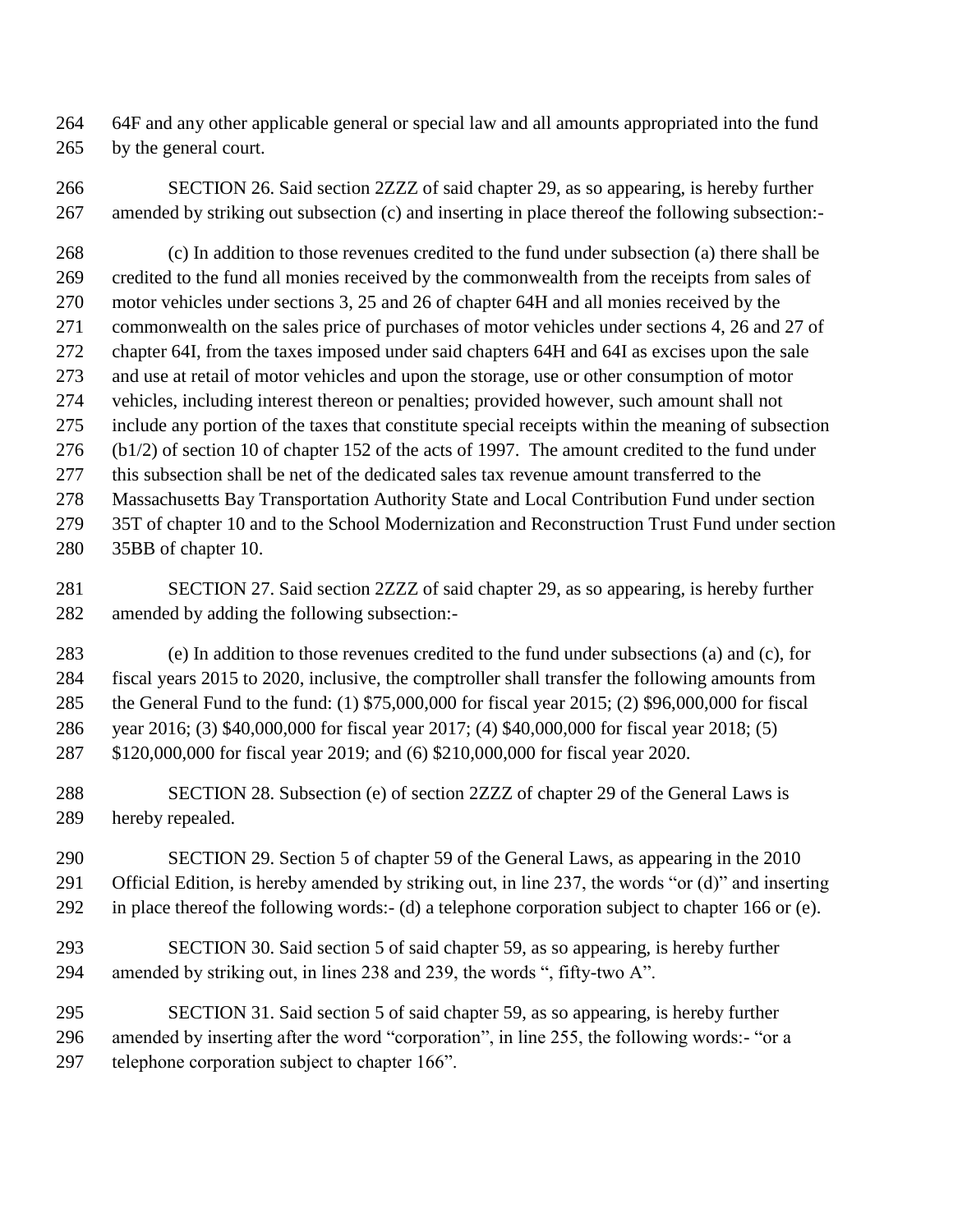64F and any other applicable general or special law and all amounts appropriated into the fund by the general court.

SECTION 26. Said section 2ZZZ of said chapter 29, as so appearing, is hereby further amended by striking out subsection (c) and inserting in place thereof the following subsection:-

(c) In addition to those revenues credited to the fund under subsection (a) there shall be credited to the fund all monies received by the commonwealth from the receipts from sales of motor vehicles under sections 3, 25 and 26 of chapter 64H and all monies received by the commonwealth on the sales price of purchases of motor vehicles under sections 4, 26 and 27 of chapter 64I, from the taxes imposed under said chapters 64H and 64I as excises upon the sale and use at retail of motor vehicles and upon the storage, use or other consumption of motor vehicles, including interest thereon or penalties; provided however, such amount shall not include any portion of the taxes that constitute special receipts within the meaning of subsection (b1/2) of section 10 of chapter 152 of the acts of 1997. The amount credited to the fund under this subsection shall be net of the dedicated sales tax revenue amount transferred to the Massachusetts Bay Transportation Authority State and Local Contribution Fund under section 35T of chapter 10 and to the School Modernization and Reconstruction Trust Fund under section 35BB of chapter 10.

SECTION 27. Said section 2ZZZ of said chapter 29, as so appearing, is hereby further amended by adding the following subsection:-

(e) In addition to those revenues credited to the fund under subsections (a) and (c), for fiscal years 2015 to 2020, inclusive, the comptroller shall transfer the following amounts from the General Fund to the fund: (1) $75,000,000 for fiscal year 2015; (2) $96,000,000 for fiscal year 2016; (3) $40,000,000 for fiscal year 2017; (4) $40,000,000 for fiscal year 2018; (5) $120,000,000 for fiscal year 2019; and (6) $210,000,000 for fiscal year 2020.

SECTION 28. Subsection (e) of section 2ZZZ of chapter 29 of the General Laws is hereby repealed.

SECTION 29. Section 5 of chapter 59 of the General Laws, as appearing in the 2010 Official Edition, is hereby amended by striking out, in line 237, the words "or (d)" and inserting in place thereof the following words:- (d) a telephone corporation subject to chapter 166 or (e).

SECTION 30. Said section 5 of said chapter 59, as so appearing, is hereby further amended by striking out, in lines 238 and 239, the words ", fifty-two A".

SECTION 31. Said section 5 of said chapter 59, as so appearing, is hereby further amended by inserting after the word "corporation", in line 255, the following words:- "or a telephone corporation subject to chapter 166".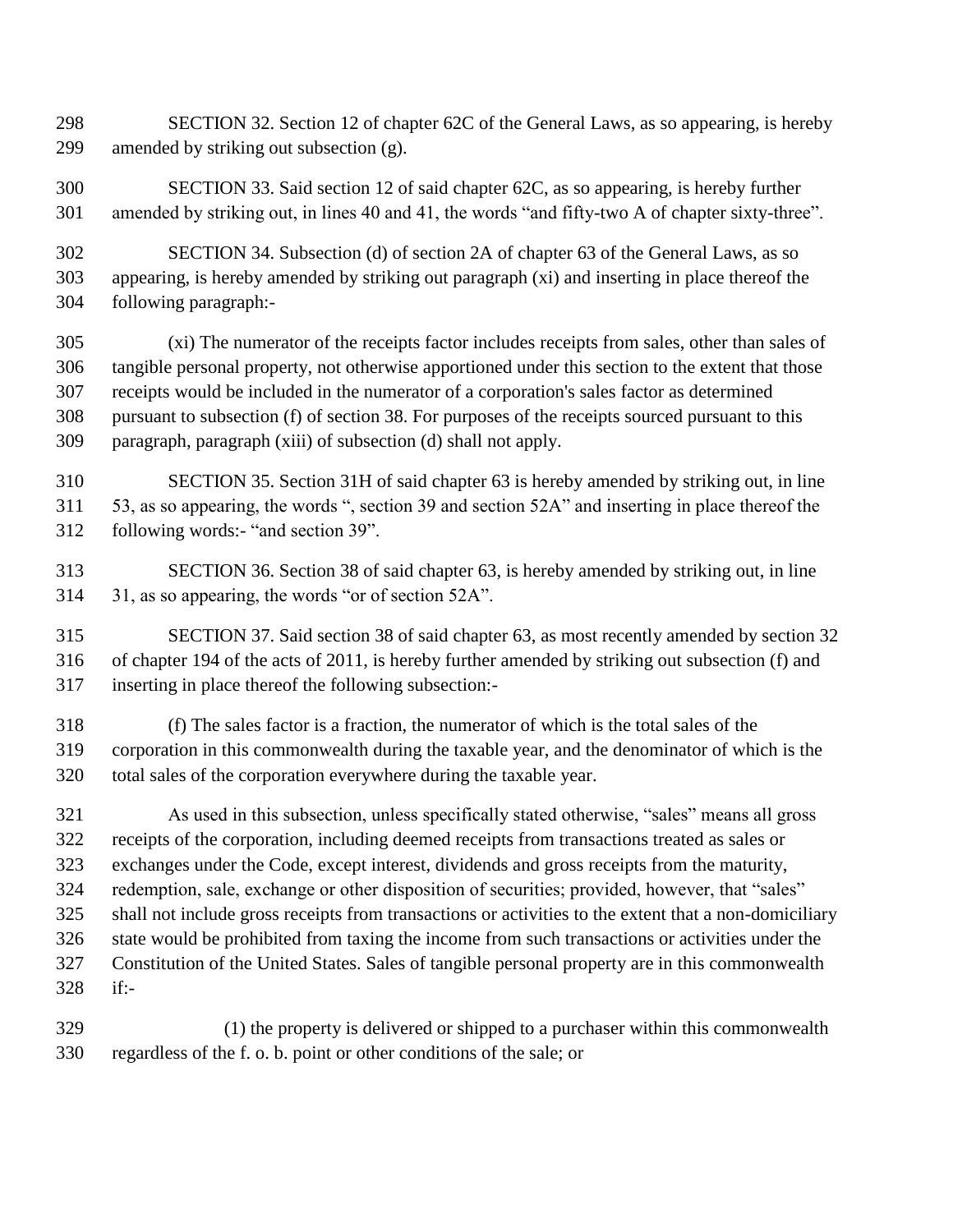SECTION 32. Section 12 of chapter 62C of the General Laws, as so appearing, is hereby amended by striking out subsection (g).

SECTION 33. Said section 12 of said chapter 62C, as so appearing, is hereby further amended by striking out, in lines 40 and 41, the words "and fifty-two A of chapter sixty-three".

SECTION 34. Subsection (d) of section 2A of chapter 63 of the General Laws, as so appearing, is hereby amended by striking out paragraph (xi) and inserting in place thereof the following paragraph:-

(xi) The numerator of the receipts factor includes receipts from sales, other than sales of tangible personal property, not otherwise apportioned under this section to the extent that those receipts would be included in the numerator of a corporation's sales factor as determined pursuant to subsection (f) of section 38. For purposes of the receipts sourced pursuant to this paragraph, paragraph (xiii) of subsection (d) shall not apply.

SECTION 35. Section 31H of said chapter 63 is hereby amended by striking out, in line 53, as so appearing, the words ", section 39 and section 52A" and inserting in place thereof the following words:- "and section 39".

SECTION 36. Section 38 of said chapter 63, is hereby amended by striking out, in line 31, as so appearing, the words "or of section 52A".

SECTION 37. Said section 38 of said chapter 63, as most recently amended by section 32 of chapter 194 of the acts of 2011, is hereby further amended by striking out subsection (f) and inserting in place thereof the following subsection:-

(f) The sales factor is a fraction, the numerator of which is the total sales of the corporation in this commonwealth during the taxable year, and the denominator of which is the total sales of the corporation everywhere during the taxable year.

As used in this subsection, unless specifically stated otherwise, "sales" means all gross receipts of the corporation, including deemed receipts from transactions treated as sales or exchanges under the Code, except interest, dividends and gross receipts from the maturity, redemption, sale, exchange or other disposition of securities; provided, however, that "sales" shall not include gross receipts from transactions or activities to the extent that a non-domiciliary state would be prohibited from taxing the income from such transactions or activities under the Constitution of the United States. Sales of tangible personal property are in this commonwealth if:-

(1) the property is delivered or shipped to a purchaser within this commonwealth regardless of the f. o. b. point or other conditions of the sale; or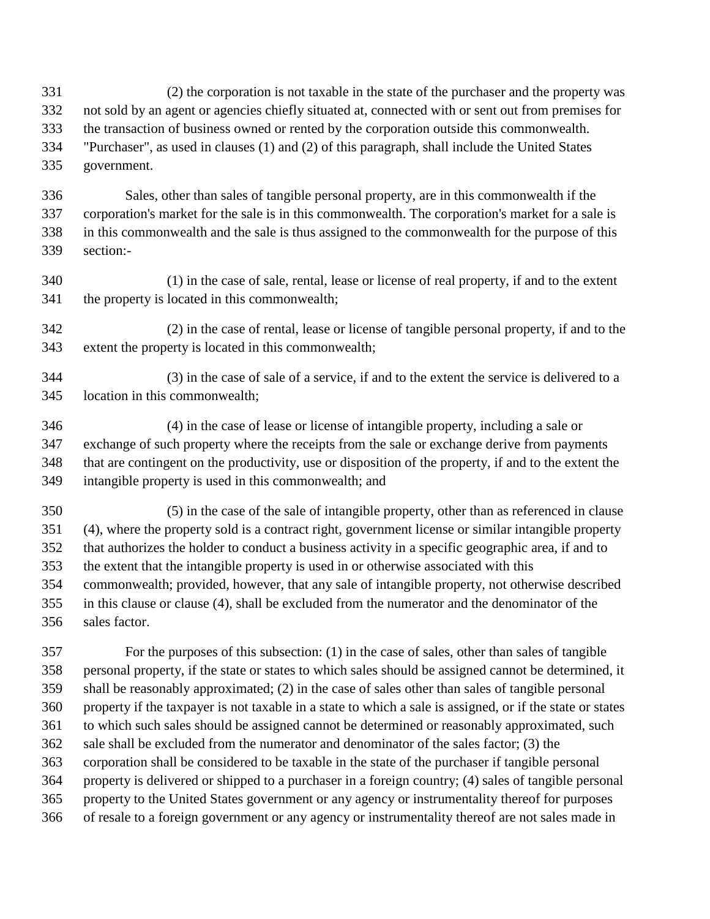(2) the corporation is not taxable in the state of the purchaser and the property was not sold by an agent or agencies chiefly situated at, connected with or sent out from premises for the transaction of business owned or rented by the corporation outside this commonwealth. "Purchaser", as used in clauses (1) and (2) of this paragraph, shall include the United States government.

Sales, other than sales of tangible personal property, are in this commonwealth if the corporation's market for the sale is in this commonwealth. The corporation's market for a sale is in this commonwealth and the sale is thus assigned to the commonwealth for the purpose of this section:-

(1) in the case of sale, rental, lease or license of real property, if and to the extent the property is located in this commonwealth;

(2) in the case of rental, lease or license of tangible personal property, if and to the extent the property is located in this commonwealth;

(3) in the case of sale of a service, if and to the extent the service is delivered to a location in this commonwealth;

(4) in the case of lease or license of intangible property, including a sale or exchange of such property where the receipts from the sale or exchange derive from payments that are contingent on the productivity, use or disposition of the property, if and to the extent the intangible property is used in this commonwealth; and

(5) in the case of the sale of intangible property, other than as referenced in clause (4), where the property sold is a contract right, government license or similar intangible property that authorizes the holder to conduct a business activity in a specific geographic area, if and to the extent that the intangible property is used in or otherwise associated with this commonwealth; provided, however, that any sale of intangible property, not otherwise described in this clause or clause (4), shall be excluded from the numerator and the denominator of the sales factor.

For the purposes of this subsection: (1) in the case of sales, other than sales of tangible personal property, if the state or states to which sales should be assigned cannot be determined, it shall be reasonably approximated; (2) in the case of sales other than sales of tangible personal property if the taxpayer is not taxable in a state to which a sale is assigned, or if the state or states to which such sales should be assigned cannot be determined or reasonably approximated, such sale shall be excluded from the numerator and denominator of the sales factor; (3) the corporation shall be considered to be taxable in the state of the purchaser if tangible personal property is delivered or shipped to a purchaser in a foreign country; (4) sales of tangible personal property to the United States government or any agency or instrumentality thereof for purposes of resale to a foreign government or any agency or instrumentality thereof are not sales made in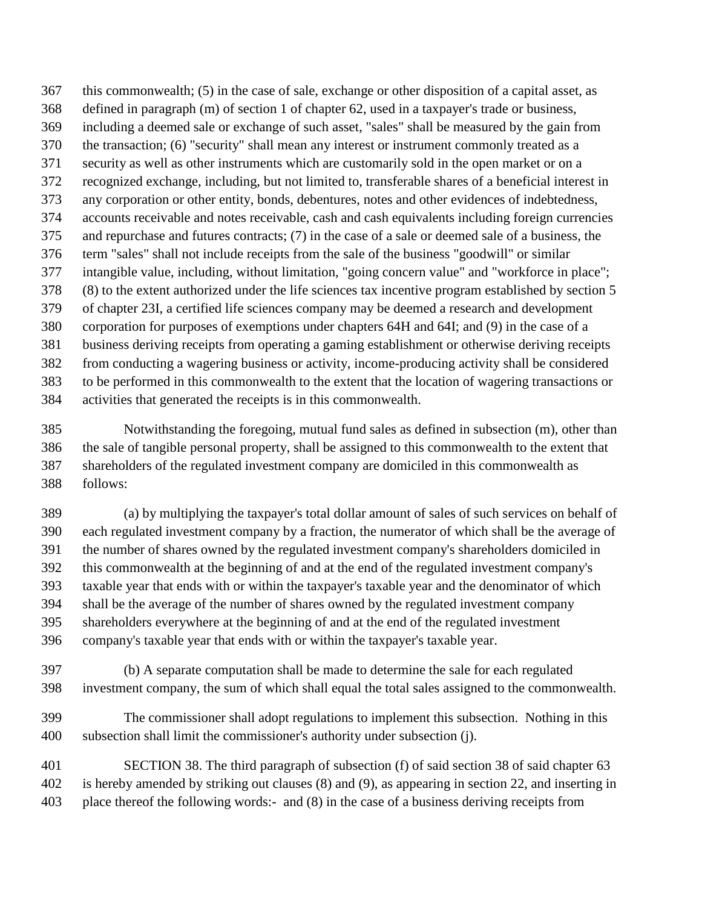this commonwealth; (5) in the case of sale, exchange or other disposition of a capital asset, as defined in paragraph (m) of section 1 of chapter 62, used in a taxpayer's trade or business, including a deemed sale or exchange of such asset, "sales" shall be measured by the gain from the transaction; (6) "security" shall mean any interest or instrument commonly treated as a security as well as other instruments which are customarily sold in the open market or on a recognized exchange, including, but not limited to, transferable shares of a beneficial interest in any corporation or other entity, bonds, debentures, notes and other evidences of indebtedness, accounts receivable and notes receivable, cash and cash equivalents including foreign currencies and repurchase and futures contracts; (7) in the case of a sale or deemed sale of a business, the term "sales" shall not include receipts from the sale of the business "goodwill" or similar intangible value, including, without limitation, "going concern value" and "workforce in place"; (8) to the extent authorized under the life sciences tax incentive program established by section 5 of chapter 23I, a certified life sciences company may be deemed a research and development corporation for purposes of exemptions under chapters 64H and 64I; and (9) in the case of a business deriving receipts from operating a gaming establishment or otherwise deriving receipts from conducting a wagering business or activity, income-producing activity shall be considered to be performed in this commonwealth to the extent that the location of wagering transactions or activities that generated the receipts is in this commonwealth.

Notwithstanding the foregoing, mutual fund sales as defined in subsection (m), other than the sale of tangible personal property, shall be assigned to this commonwealth to the extent that shareholders of the regulated investment company are domiciled in this commonwealth as follows:

(a) by multiplying the taxpayer's total dollar amount of sales of such services on behalf of each regulated investment company by a fraction, the numerator of which shall be the average of the number of shares owned by the regulated investment company's shareholders domiciled in this commonwealth at the beginning of and at the end of the regulated investment company's taxable year that ends with or within the taxpayer's taxable year and the denominator of which shall be the average of the number of shares owned by the regulated investment company shareholders everywhere at the beginning of and at the end of the regulated investment company's taxable year that ends with or within the taxpayer's taxable year.

(b) A separate computation shall be made to determine the sale for each regulated investment company, the sum of which shall equal the total sales assigned to the commonwealth.

The commissioner shall adopt regulations to implement this subsection. Nothing in this subsection shall limit the commissioner's authority under subsection (j).

SECTION 38. The third paragraph of subsection (f) of said section 38 of said chapter 63 is hereby amended by striking out clauses (8) and (9), as appearing in section 22, and inserting in place thereof the following words:- and (8) in the case of a business deriving receipts from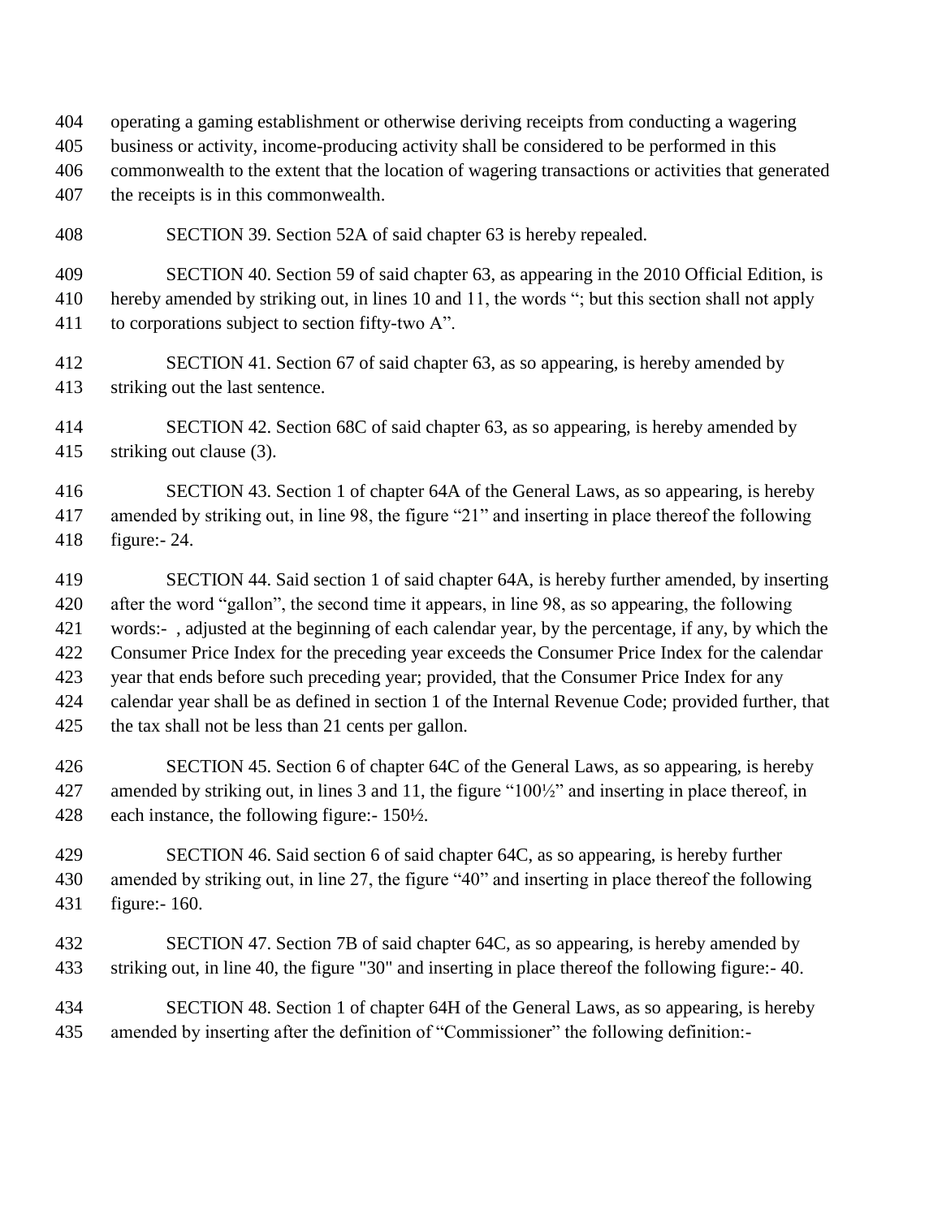operating a gaming establishment or otherwise deriving receipts from conducting a wagering business or activity, income-producing activity shall be considered to be performed in this commonwealth to the extent that the location of wagering transactions or activities that generated the receipts is in this commonwealth.

SECTION 39. Section 52A of said chapter 63 is hereby repealed.

SECTION 40. Section 59 of said chapter 63, as appearing in the 2010 Official Edition, is hereby amended by striking out, in lines 10 and 11, the words "; but this section shall not apply to corporations subject to section fifty-two A".

SECTION 41. Section 67 of said chapter 63, as so appearing, is hereby amended by striking out the last sentence.

SECTION 42. Section 68C of said chapter 63, as so appearing, is hereby amended by striking out clause (3).

SECTION 43. Section 1 of chapter 64A of the General Laws, as so appearing, is hereby amended by striking out, in line 98, the figure "21" and inserting in place thereof the following figure:- 24.

SECTION 44. Said section 1 of said chapter 64A, is hereby further amended, by inserting after the word "gallon", the second time it appears, in line 98, as so appearing, the following words:- , adjusted at the beginning of each calendar year, by the percentage, if any, by which the Consumer Price Index for the preceding year exceeds the Consumer Price Index for the calendar year that ends before such preceding year; provided, that the Consumer Price Index for any calendar year shall be as defined in section 1 of the Internal Revenue Code; provided further, that the tax shall not be less than 21 cents per gallon.

SECTION 45. Section 6 of chapter 64C of the General Laws, as so appearing, is hereby amended by striking out, in lines 3 and 11, the figure "100½" and inserting in place thereof, in each instance, the following figure:- 150½.

SECTION 46. Said section 6 of said chapter 64C, as so appearing, is hereby further amended by striking out, in line 27, the figure "40" and inserting in place thereof the following figure:- 160.

SECTION 47. Section 7B of said chapter 64C, as so appearing, is hereby amended by striking out, in line 40, the figure "30" and inserting in place thereof the following figure:- 40.

SECTION 48. Section 1 of chapter 64H of the General Laws, as so appearing, is hereby amended by inserting after the definition of "Commissioner" the following definition:-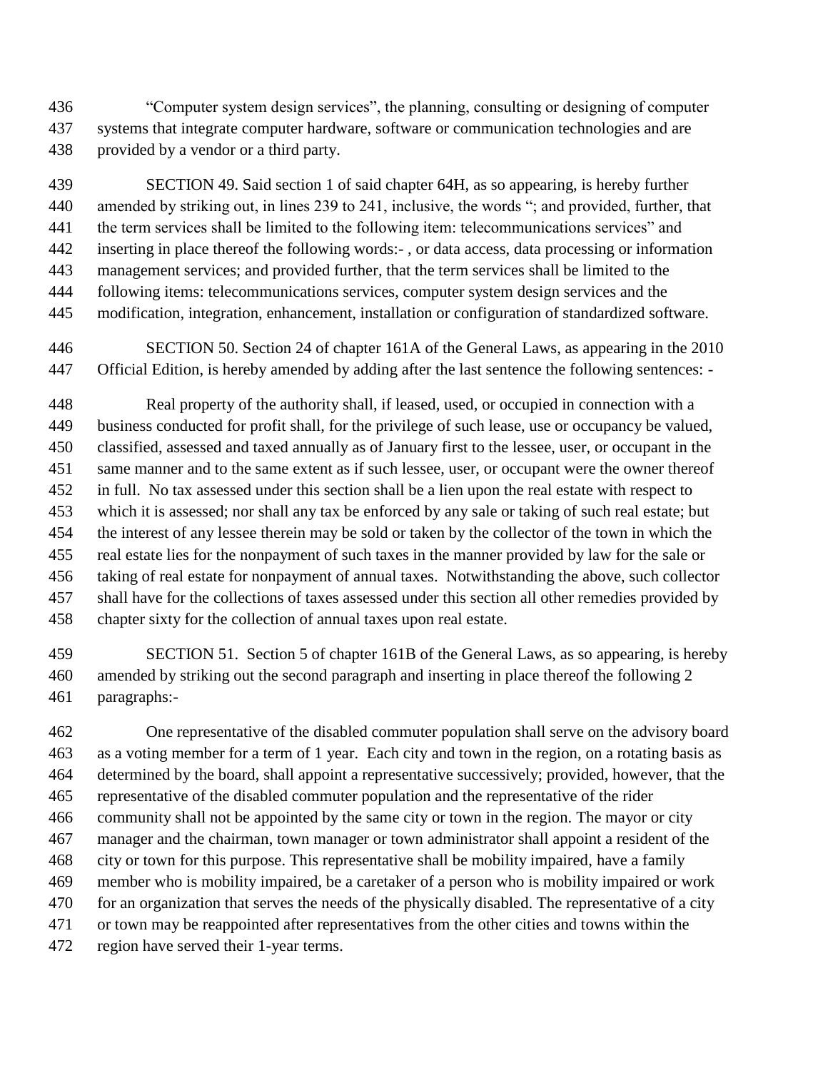"Computer system design services", the planning, consulting or designing of computer systems that integrate computer hardware, software or communication technologies and are provided by a vendor or a third party.

SECTION 49. Said section 1 of said chapter 64H, as so appearing, is hereby further amended by striking out, in lines 239 to 241, inclusive, the words "; and provided, further, that the term services shall be limited to the following item: telecommunications services" and inserting in place thereof the following words:- , or data access, data processing or information management services; and provided further, that the term services shall be limited to the following items: telecommunications services, computer system design services and the modification, integration, enhancement, installation or configuration of standardized software.

SECTION 50. Section 24 of chapter 161A of the General Laws, as appearing in the 2010 Official Edition, is hereby amended by adding after the last sentence the following sentences: -

Real property of the authority shall, if leased, used, or occupied in connection with a business conducted for profit shall, for the privilege of such lease, use or occupancy be valued, classified, assessed and taxed annually as of January first to the lessee, user, or occupant in the same manner and to the same extent as if such lessee, user, or occupant were the owner thereof in full. No tax assessed under this section shall be a lien upon the real estate with respect to which it is assessed; nor shall any tax be enforced by any sale or taking of such real estate; but the interest of any lessee therein may be sold or taken by the collector of the town in which the real estate lies for the nonpayment of such taxes in the manner provided by law for the sale or taking of real estate for nonpayment of annual taxes. Notwithstanding the above, such collector shall have for the collections of taxes assessed under this section all other remedies provided by chapter sixty for the collection of annual taxes upon real estate.

SECTION 51. Section 5 of chapter 161B of the General Laws, as so appearing, is hereby amended by striking out the second paragraph and inserting in place thereof the following 2 paragraphs:-

One representative of the disabled commuter population shall serve on the advisory board as a voting member for a term of 1 year. Each city and town in the region, on a rotating basis as determined by the board, shall appoint a representative successively; provided, however, that the representative of the disabled commuter population and the representative of the rider community shall not be appointed by the same city or town in the region. The mayor or city manager and the chairman, town manager or town administrator shall appoint a resident of the city or town for this purpose. This representative shall be mobility impaired, have a family member who is mobility impaired, be a caretaker of a person who is mobility impaired or work for an organization that serves the needs of the physically disabled. The representative of a city or town may be reappointed after representatives from the other cities and towns within the region have served their 1-year terms.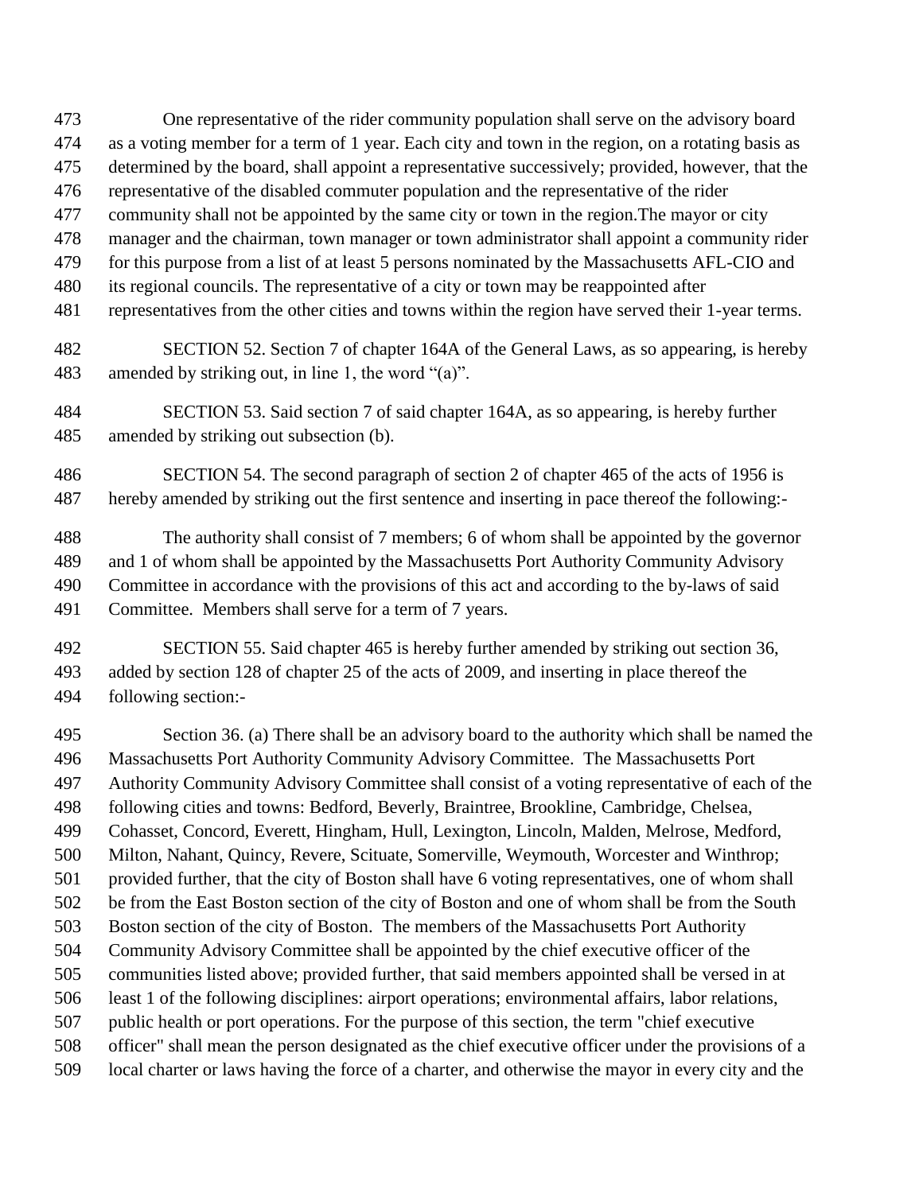One representative of the rider community population shall serve on the advisory board as a voting member for a term of 1 year. Each city and town in the region, on a rotating basis as determined by the board, shall appoint a representative successively; provided, however, that the representative of the disabled commuter population and the representative of the rider community shall not be appointed by the same city or town in the region.The mayor or city manager and the chairman, town manager or town administrator shall appoint a community rider for this purpose from a list of at least 5 persons nominated by the Massachusetts AFL-CIO and its regional councils. The representative of a city or town may be reappointed after representatives from the other cities and towns within the region have served their 1-year terms.

SECTION 52. Section 7 of chapter 164A of the General Laws, as so appearing, is hereby amended by striking out, in line 1, the word "(a)".

SECTION 53. Said section 7 of said chapter 164A, as so appearing, is hereby further amended by striking out subsection (b).

SECTION 54. The second paragraph of section 2 of chapter 465 of the acts of 1956 is hereby amended by striking out the first sentence and inserting in pace thereof the following:-

The authority shall consist of 7 members; 6 of whom shall be appointed by the governor and 1 of whom shall be appointed by the Massachusetts Port Authority Community Advisory Committee in accordance with the provisions of this act and according to the by-laws of said Committee. Members shall serve for a term of 7 years.

SECTION 55. Said chapter 465 is hereby further amended by striking out section 36, added by section 128 of chapter 25 of the acts of 2009, and inserting in place thereof the following section:-

Section 36. (a) There shall be an advisory board to the authority which shall be named the Massachusetts Port Authority Community Advisory Committee. The Massachusetts Port Authority Community Advisory Committee shall consist of a voting representative of each of the following cities and towns: Bedford, Beverly, Braintree, Brookline, Cambridge, Chelsea, Cohasset, Concord, Everett, Hingham, Hull, Lexington, Lincoln, Malden, Melrose, Medford, Milton, Nahant, Quincy, Revere, Scituate, Somerville, Weymouth, Worcester and Winthrop; provided further, that the city of Boston shall have 6 voting representatives, one of whom shall be from the East Boston section of the city of Boston and one of whom shall be from the South Boston section of the city of Boston. The members of the Massachusetts Port Authority Community Advisory Committee shall be appointed by the chief executive officer of the communities listed above; provided further, that said members appointed shall be versed in at least 1 of the following disciplines: airport operations; environmental affairs, labor relations, public health or port operations. For the purpose of this section, the term "chief executive officer" shall mean the person designated as the chief executive officer under the provisions of a local charter or laws having the force of a charter, and otherwise the mayor in every city and the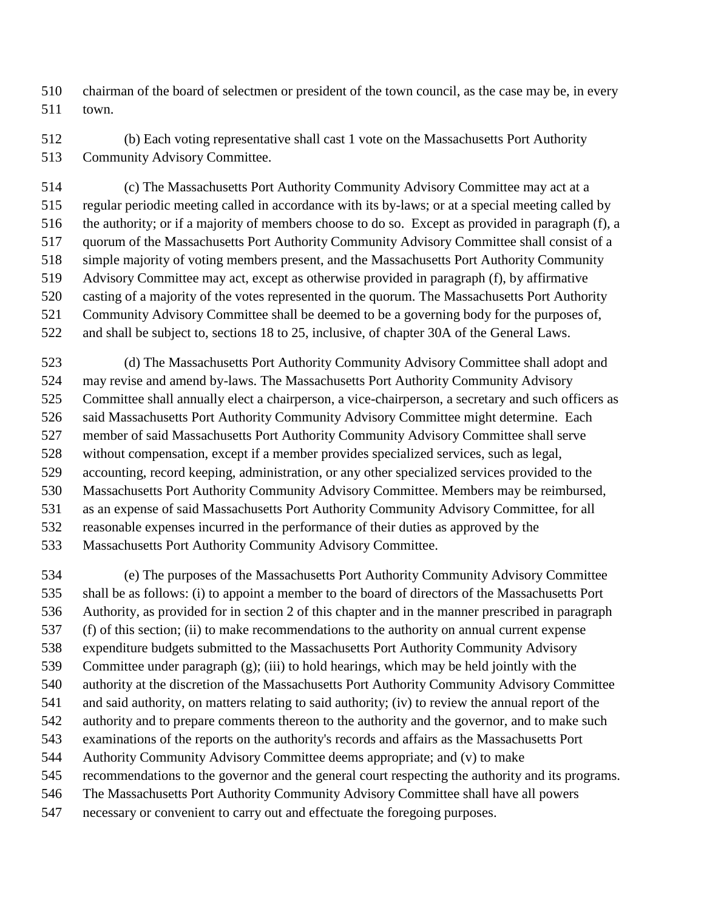chairman of the board of selectmen or president of the town council, as the case may be, in every town.

(b) Each voting representative shall cast 1 vote on the Massachusetts Port Authority Community Advisory Committee.

(c) The Massachusetts Port Authority Community Advisory Committee may act at a regular periodic meeting called in accordance with its by-laws; or at a special meeting called by the authority; or if a majority of members choose to do so. Except as provided in paragraph (f), a quorum of the Massachusetts Port Authority Community Advisory Committee shall consist of a simple majority of voting members present, and the Massachusetts Port Authority Community Advisory Committee may act, except as otherwise provided in paragraph (f), by affirmative casting of a majority of the votes represented in the quorum. The Massachusetts Port Authority Community Advisory Committee shall be deemed to be a governing body for the purposes of, and shall be subject to, sections 18 to 25, inclusive, of chapter 30A of the General Laws.

(d) The Massachusetts Port Authority Community Advisory Committee shall adopt and may revise and amend by-laws. The Massachusetts Port Authority Community Advisory Committee shall annually elect a chairperson, a vice-chairperson, a secretary and such officers as said Massachusetts Port Authority Community Advisory Committee might determine. Each member of said Massachusetts Port Authority Community Advisory Committee shall serve without compensation, except if a member provides specialized services, such as legal, accounting, record keeping, administration, or any other specialized services provided to the Massachusetts Port Authority Community Advisory Committee. Members may be reimbursed, as an expense of said Massachusetts Port Authority Community Advisory Committee, for all reasonable expenses incurred in the performance of their duties as approved by the Massachusetts Port Authority Community Advisory Committee.

(e) The purposes of the Massachusetts Port Authority Community Advisory Committee shall be as follows: (i) to appoint a member to the board of directors of the Massachusetts Port Authority, as provided for in section 2 of this chapter and in the manner prescribed in paragraph (f) of this section; (ii) to make recommendations to the authority on annual current expense expenditure budgets submitted to the Massachusetts Port Authority Community Advisory Committee under paragraph (g); (iii) to hold hearings, which may be held jointly with the authority at the discretion of the Massachusetts Port Authority Community Advisory Committee and said authority, on matters relating to said authority; (iv) to review the annual report of the authority and to prepare comments thereon to the authority and the governor, and to make such examinations of the reports on the authority's records and affairs as the Massachusetts Port Authority Community Advisory Committee deems appropriate; and (v) to make recommendations to the governor and the general court respecting the authority and its programs. The Massachusetts Port Authority Community Advisory Committee shall have all powers necessary or convenient to carry out and effectuate the foregoing purposes.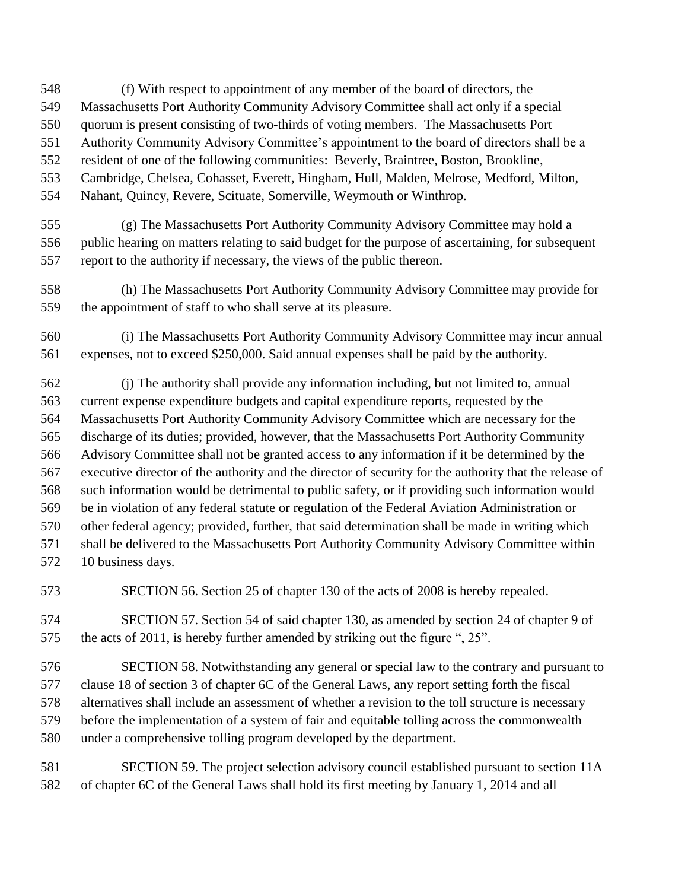(f) With respect to appointment of any member of the board of directors, the Massachusetts Port Authority Community Advisory Committee shall act only if a special quorum is present consisting of two-thirds of voting members. The Massachusetts Port Authority Community Advisory Committee's appointment to the board of directors shall be a resident of one of the following communities: Beverly, Braintree, Boston, Brookline, Cambridge, Chelsea, Cohasset, Everett, Hingham, Hull, Malden, Melrose, Medford, Milton, Nahant, Quincy, Revere, Scituate, Somerville, Weymouth or Winthrop.

(g) The Massachusetts Port Authority Community Advisory Committee may hold a public hearing on matters relating to said budget for the purpose of ascertaining, for subsequent report to the authority if necessary, the views of the public thereon.

(h) The Massachusetts Port Authority Community Advisory Committee may provide for the appointment of staff to who shall serve at its pleasure.

(i) The Massachusetts Port Authority Community Advisory Committee may incur annual expenses, not to exceed $250,000. Said annual expenses shall be paid by the authority.

(j) The authority shall provide any information including, but not limited to, annual current expense expenditure budgets and capital expenditure reports, requested by the Massachusetts Port Authority Community Advisory Committee which are necessary for the discharge of its duties; provided, however, that the Massachusetts Port Authority Community Advisory Committee shall not be granted access to any information if it be determined by the executive director of the authority and the director of security for the authority that the release of such information would be detrimental to public safety, or if providing such information would be in violation of any federal statute or regulation of the Federal Aviation Administration or other federal agency; provided, further, that said determination shall be made in writing which shall be delivered to the Massachusetts Port Authority Community Advisory Committee within 10 business days.

SECTION 56. Section 25 of chapter 130 of the acts of 2008 is hereby repealed.

SECTION 57. Section 54 of said chapter 130, as amended by section 24 of chapter 9 of the acts of 2011, is hereby further amended by striking out the figure ", 25".

SECTION 58. Notwithstanding any general or special law to the contrary and pursuant to clause 18 of section 3 of chapter 6C of the General Laws, any report setting forth the fiscal alternatives shall include an assessment of whether a revision to the toll structure is necessary before the implementation of a system of fair and equitable tolling across the commonwealth under a comprehensive tolling program developed by the department.

SECTION 59. The project selection advisory council established pursuant to section 11A of chapter 6C of the General Laws shall hold its first meeting by January 1, 2014 and all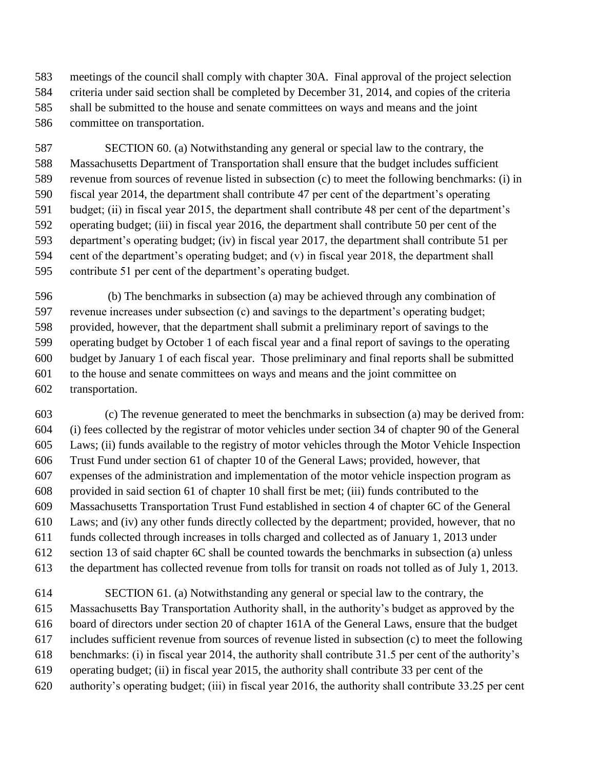meetings of the council shall comply with chapter 30A. Final approval of the project selection criteria under said section shall be completed by December 31, 2014, and copies of the criteria shall be submitted to the house and senate committees on ways and means and the joint committee on transportation.

SECTION 60. (a) Notwithstanding any general or special law to the contrary, the Massachusetts Department of Transportation shall ensure that the budget includes sufficient revenue from sources of revenue listed in subsection (c) to meet the following benchmarks: (i) in fiscal year 2014, the department shall contribute 47 per cent of the department's operating budget; (ii) in fiscal year 2015, the department shall contribute 48 per cent of the department's operating budget; (iii) in fiscal year 2016, the department shall contribute 50 per cent of the department's operating budget; (iv) in fiscal year 2017, the department shall contribute 51 per cent of the department's operating budget; and (v) in fiscal year 2018, the department shall contribute 51 per cent of the department's operating budget.

(b) The benchmarks in subsection (a) may be achieved through any combination of revenue increases under subsection (c) and savings to the department's operating budget; provided, however, that the department shall submit a preliminary report of savings to the operating budget by October 1 of each fiscal year and a final report of savings to the operating budget by January 1 of each fiscal year. Those preliminary and final reports shall be submitted to the house and senate committees on ways and means and the joint committee on transportation.

(c) The revenue generated to meet the benchmarks in subsection (a) may be derived from: (i) fees collected by the registrar of motor vehicles under section 34 of chapter 90 of the General Laws; (ii) funds available to the registry of motor vehicles through the Motor Vehicle Inspection Trust Fund under section 61 of chapter 10 of the General Laws; provided, however, that expenses of the administration and implementation of the motor vehicle inspection program as provided in said section 61 of chapter 10 shall first be met; (iii) funds contributed to the Massachusetts Transportation Trust Fund established in section 4 of chapter 6C of the General Laws; and (iv) any other funds directly collected by the department; provided, however, that no funds collected through increases in tolls charged and collected as of January 1, 2013 under section 13 of said chapter 6C shall be counted towards the benchmarks in subsection (a) unless the department has collected revenue from tolls for transit on roads not tolled as of July 1, 2013.

SECTION 61. (a) Notwithstanding any general or special law to the contrary, the Massachusetts Bay Transportation Authority shall, in the authority's budget as approved by the board of directors under section 20 of chapter 161A of the General Laws, ensure that the budget includes sufficient revenue from sources of revenue listed in subsection (c) to meet the following benchmarks: (i) in fiscal year 2014, the authority shall contribute 31.5 per cent of the authority's operating budget; (ii) in fiscal year 2015, the authority shall contribute 33 per cent of the authority's operating budget; (iii) in fiscal year 2016, the authority shall contribute 33.25 per cent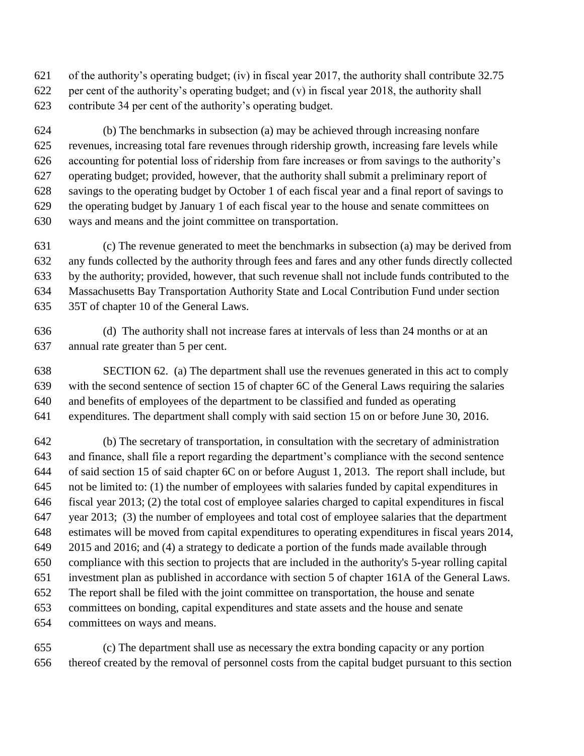of the authority's operating budget; (iv) in fiscal year 2017, the authority shall contribute 32.75 per cent of the authority's operating budget; and (v) in fiscal year 2018, the authority shall contribute 34 per cent of the authority's operating budget.

(b) The benchmarks in subsection (a) may be achieved through increasing nonfare revenues, increasing total fare revenues through ridership growth, increasing fare levels while accounting for potential loss of ridership from fare increases or from savings to the authority's operating budget; provided, however, that the authority shall submit a preliminary report of savings to the operating budget by October 1 of each fiscal year and a final report of savings to the operating budget by January 1 of each fiscal year to the house and senate committees on ways and means and the joint committee on transportation.

(c) The revenue generated to meet the benchmarks in subsection (a) may be derived from any funds collected by the authority through fees and fares and any other funds directly collected by the authority; provided, however, that such revenue shall not include funds contributed to the Massachusetts Bay Transportation Authority State and Local Contribution Fund under section 35T of chapter 10 of the General Laws.

(d) The authority shall not increase fares at intervals of less than 24 months or at an annual rate greater than 5 per cent.

SECTION 62. (a) The department shall use the revenues generated in this act to comply with the second sentence of section 15 of chapter 6C of the General Laws requiring the salaries and benefits of employees of the department to be classified and funded as operating expenditures. The department shall comply with said section 15 on or before June 30, 2016.

(b) The secretary of transportation, in consultation with the secretary of administration and finance, shall file a report regarding the department's compliance with the second sentence of said section 15 of said chapter 6C on or before August 1, 2013. The report shall include, but not be limited to: (1) the number of employees with salaries funded by capital expenditures in fiscal year 2013; (2) the total cost of employee salaries charged to capital expenditures in fiscal year 2013; (3) the number of employees and total cost of employee salaries that the department estimates will be moved from capital expenditures to operating expenditures in fiscal years 2014, 2015 and 2016; and (4) a strategy to dedicate a portion of the funds made available through compliance with this section to projects that are included in the authority's 5-year rolling capital investment plan as published in accordance with section 5 of chapter 161A of the General Laws. The report shall be filed with the joint committee on transportation, the house and senate committees on bonding, capital expenditures and state assets and the house and senate committees on ways and means.

(c) The department shall use as necessary the extra bonding capacity or any portion thereof created by the removal of personnel costs from the capital budget pursuant to this section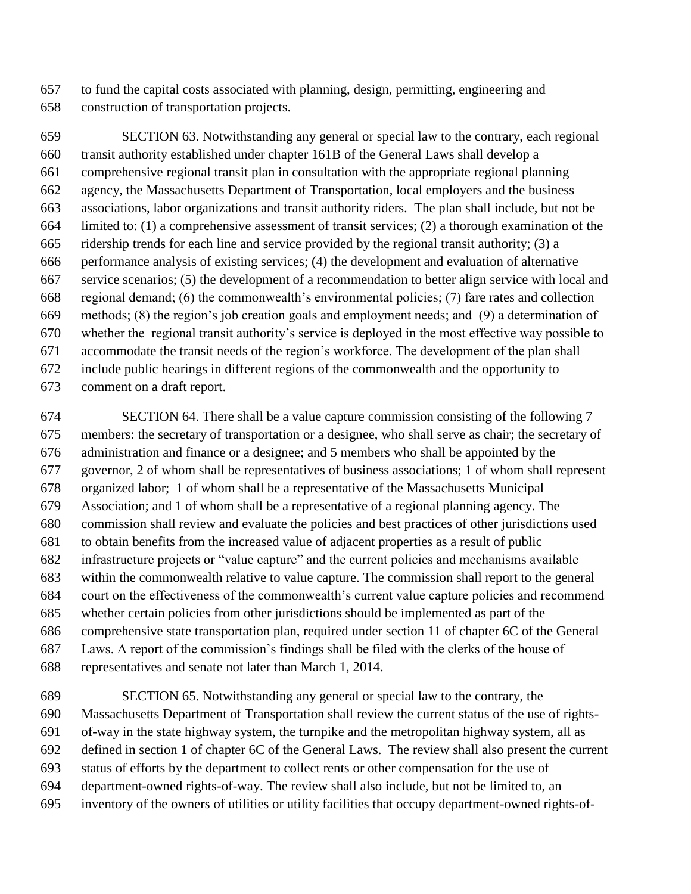to fund the capital costs associated with planning, design, permitting, engineering and construction of transportation projects.

SECTION 63. Notwithstanding any general or special law to the contrary, each regional transit authority established under chapter 161B of the General Laws shall develop a comprehensive regional transit plan in consultation with the appropriate regional planning agency, the Massachusetts Department of Transportation, local employers and the business associations, labor organizations and transit authority riders. The plan shall include, but not be limited to: (1) a comprehensive assessment of transit services; (2) a thorough examination of the ridership trends for each line and service provided by the regional transit authority; (3) a performance analysis of existing services; (4) the development and evaluation of alternative service scenarios; (5) the development of a recommendation to better align service with local and regional demand; (6) the commonwealth's environmental policies; (7) fare rates and collection methods; (8) the region's job creation goals and employment needs; and (9) a determination of whether the regional transit authority's service is deployed in the most effective way possible to accommodate the transit needs of the region's workforce. The development of the plan shall include public hearings in different regions of the commonwealth and the opportunity to comment on a draft report.

SECTION 64. There shall be a value capture commission consisting of the following 7 members: the secretary of transportation or a designee, who shall serve as chair; the secretary of administration and finance or a designee; and 5 members who shall be appointed by the governor, 2 of whom shall be representatives of business associations; 1 of whom shall represent organized labor; 1 of whom shall be a representative of the Massachusetts Municipal Association; and 1 of whom shall be a representative of a regional planning agency. The commission shall review and evaluate the policies and best practices of other jurisdictions used to obtain benefits from the increased value of adjacent properties as a result of public infrastructure projects or "value capture" and the current policies and mechanisms available within the commonwealth relative to value capture. The commission shall report to the general court on the effectiveness of the commonwealth's current value capture policies and recommend whether certain policies from other jurisdictions should be implemented as part of the comprehensive state transportation plan, required under section 11 of chapter 6C of the General Laws. A report of the commission's findings shall be filed with the clerks of the house of representatives and senate not later than March 1, 2014.

SECTION 65. Notwithstanding any general or special law to the contrary, the Massachusetts Department of Transportation shall review the current status of the use of rights-of-way in the state highway system, the turnpike and the metropolitan highway system, all as defined in section 1 of chapter 6C of the General Laws. The review shall also present the current status of efforts by the department to collect rents or other compensation for the use of department-owned rights-of-way. The review shall also include, but not be limited to, an inventory of the owners of utilities or utility facilities that occupy department-owned rights-of-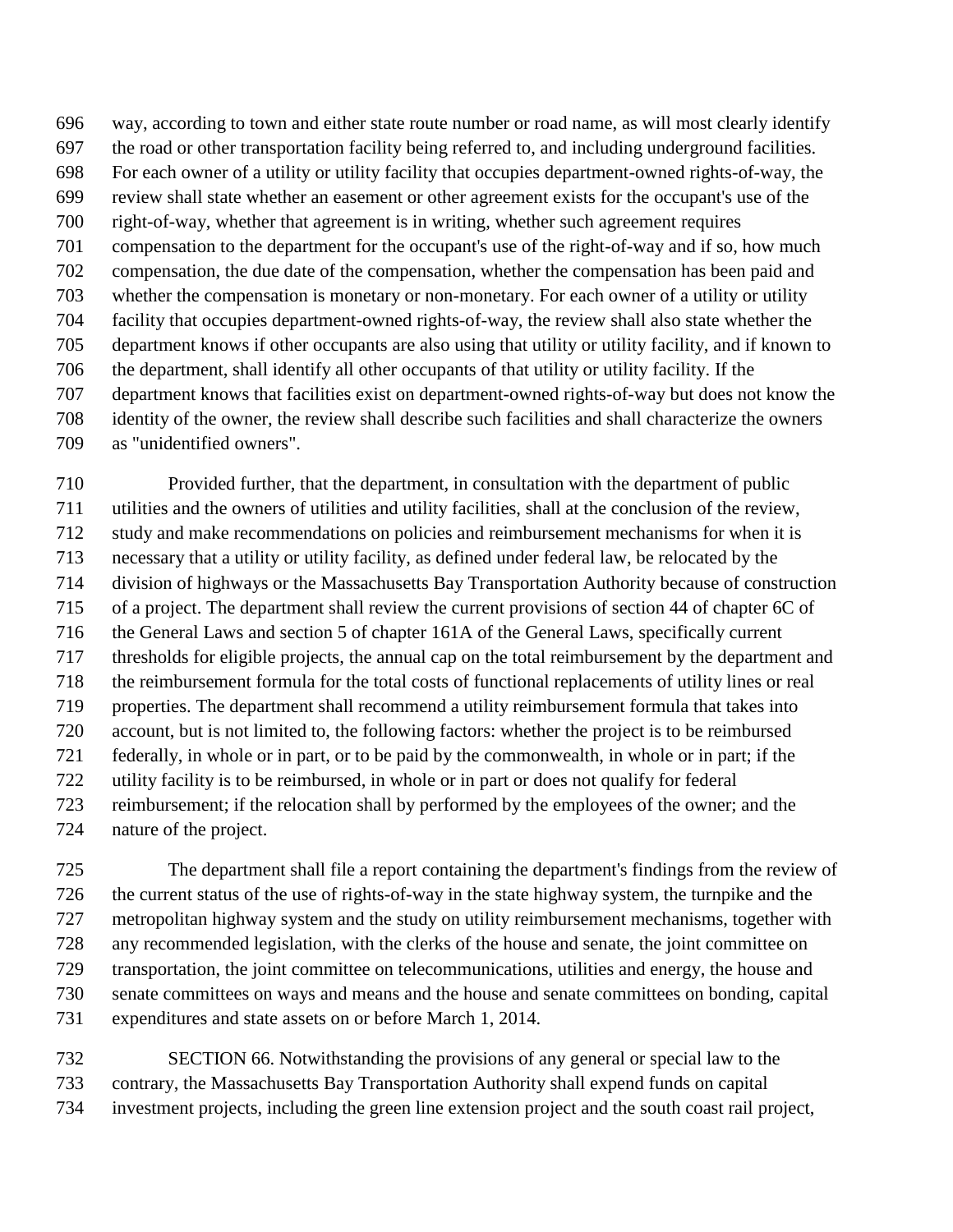way, according to town and either state route number or road name, as will most clearly identify the road or other transportation facility being referred to, and including underground facilities. For each owner of a utility or utility facility that occupies department-owned rights-of-way, the review shall state whether an easement or other agreement exists for the occupant's use of the right-of-way, whether that agreement is in writing, whether such agreement requires compensation to the department for the occupant's use of the right-of-way and if so, how much compensation, the due date of the compensation, whether the compensation has been paid and whether the compensation is monetary or non-monetary. For each owner of a utility or utility facility that occupies department-owned rights-of-way, the review shall also state whether the department knows if other occupants are also using that utility or utility facility, and if known to the department, shall identify all other occupants of that utility or utility facility. If the department knows that facilities exist on department-owned rights-of-way but does not know the identity of the owner, the review shall describe such facilities and shall characterize the owners as "unidentified owners".

Provided further, that the department, in consultation with the department of public utilities and the owners of utilities and utility facilities, shall at the conclusion of the review, study and make recommendations on policies and reimbursement mechanisms for when it is necessary that a utility or utility facility, as defined under federal law, be relocated by the division of highways or the Massachusetts Bay Transportation Authority because of construction of a project. The department shall review the current provisions of section 44 of chapter 6C of the General Laws and section 5 of chapter 161A of the General Laws, specifically current thresholds for eligible projects, the annual cap on the total reimbursement by the department and the reimbursement formula for the total costs of functional replacements of utility lines or real properties. The department shall recommend a utility reimbursement formula that takes into account, but is not limited to, the following factors: whether the project is to be reimbursed federally, in whole or in part, or to be paid by the commonwealth, in whole or in part; if the utility facility is to be reimbursed, in whole or in part or does not qualify for federal reimbursement; if the relocation shall by performed by the employees of the owner; and the nature of the project.

The department shall file a report containing the department's findings from the review of the current status of the use of rights-of-way in the state highway system, the turnpike and the metropolitan highway system and the study on utility reimbursement mechanisms, together with any recommended legislation, with the clerks of the house and senate, the joint committee on transportation, the joint committee on telecommunications, utilities and energy, the house and senate committees on ways and means and the house and senate committees on bonding, capital expenditures and state assets on or before March 1, 2014.

SECTION 66. Notwithstanding the provisions of any general or special law to the contrary, the Massachusetts Bay Transportation Authority shall expend funds on capital investment projects, including the green line extension project and the south coast rail project,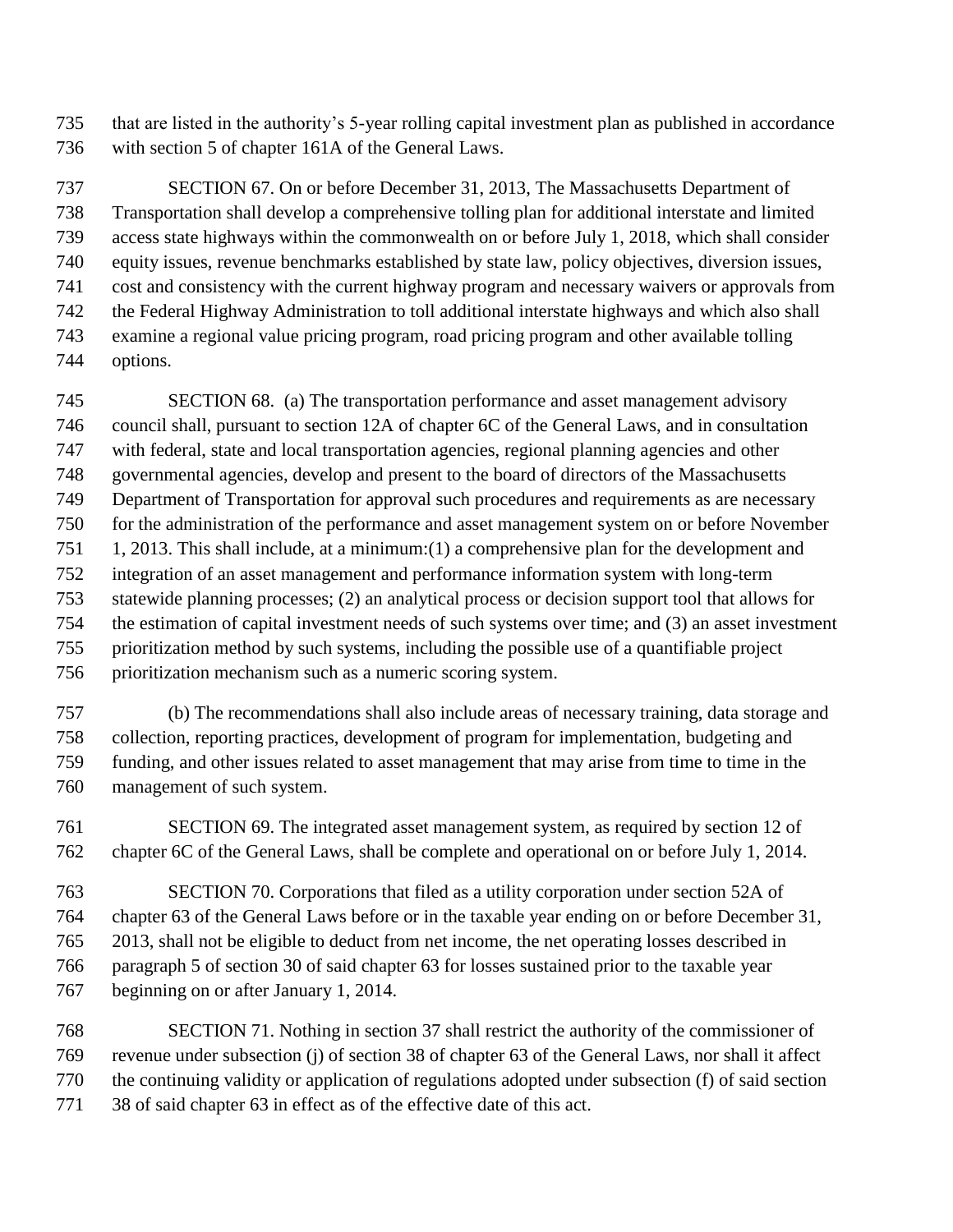that are listed in the authority's 5-year rolling capital investment plan as published in accordance with section 5 of chapter 161A of the General Laws.

SECTION 67. On or before December 31, 2013, The Massachusetts Department of Transportation shall develop a comprehensive tolling plan for additional interstate and limited access state highways within the commonwealth on or before July 1, 2018, which shall consider equity issues, revenue benchmarks established by state law, policy objectives, diversion issues, cost and consistency with the current highway program and necessary waivers or approvals from the Federal Highway Administration to toll additional interstate highways and which also shall examine a regional value pricing program, road pricing program and other available tolling options.

SECTION 68. (a) The transportation performance and asset management advisory council shall, pursuant to section 12A of chapter 6C of the General Laws, and in consultation with federal, state and local transportation agencies, regional planning agencies and other governmental agencies, develop and present to the board of directors of the Massachusetts Department of Transportation for approval such procedures and requirements as are necessary for the administration of the performance and asset management system on or before November 1, 2013. This shall include, at a minimum:(1) a comprehensive plan for the development and integration of an asset management and performance information system with long-term statewide planning processes; (2) an analytical process or decision support tool that allows for the estimation of capital investment needs of such systems over time; and (3) an asset investment prioritization method by such systems, including the possible use of a quantifiable project prioritization mechanism such as a numeric scoring system.

(b) The recommendations shall also include areas of necessary training, data storage and collection, reporting practices, development of program for implementation, budgeting and funding, and other issues related to asset management that may arise from time to time in the management of such system.

SECTION 69. The integrated asset management system, as required by section 12 of chapter 6C of the General Laws, shall be complete and operational on or before July 1, 2014.

SECTION 70. Corporations that filed as a utility corporation under section 52A of chapter 63 of the General Laws before or in the taxable year ending on or before December 31, 2013, shall not be eligible to deduct from net income, the net operating losses described in paragraph 5 of section 30 of said chapter 63 for losses sustained prior to the taxable year beginning on or after January 1, 2014.

SECTION 71. Nothing in section 37 shall restrict the authority of the commissioner of revenue under subsection (j) of section 38 of chapter 63 of the General Laws, nor shall it affect the continuing validity or application of regulations adopted under subsection (f) of said section 38 of said chapter 63 in effect as of the effective date of this act.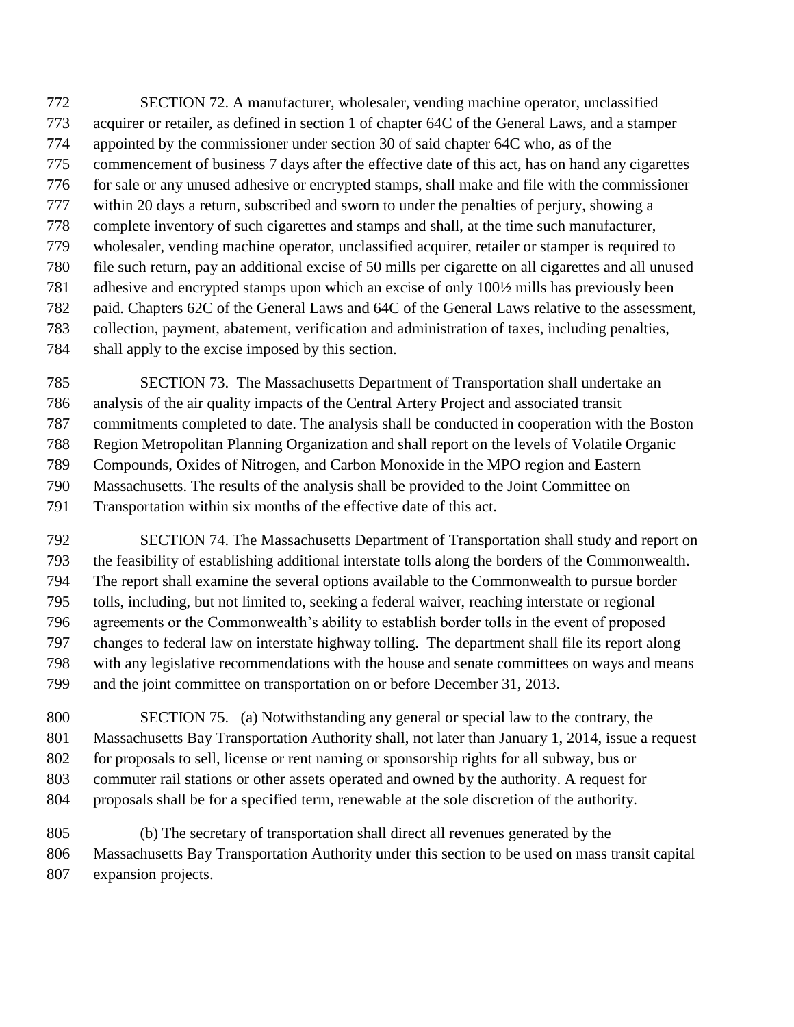SECTION 72. A manufacturer, wholesaler, vending machine operator, unclassified acquirer or retailer, as defined in section 1 of chapter 64C of the General Laws, and a stamper appointed by the commissioner under section 30 of said chapter 64C who, as of the commencement of business 7 days after the effective date of this act, has on hand any cigarettes for sale or any unused adhesive or encrypted stamps, shall make and file with the commissioner within 20 days a return, subscribed and sworn to under the penalties of perjury, showing a complete inventory of such cigarettes and stamps and shall, at the time such manufacturer, wholesaler, vending machine operator, unclassified acquirer, retailer or stamper is required to file such return, pay an additional excise of 50 mills per cigarette on all cigarettes and all unused adhesive and encrypted stamps upon which an excise of only 100½ mills has previously been paid. Chapters 62C of the General Laws and 64C of the General Laws relative to the assessment, collection, payment, abatement, verification and administration of taxes, including penalties, shall apply to the excise imposed by this section.

SECTION 73. The Massachusetts Department of Transportation shall undertake an analysis of the air quality impacts of the Central Artery Project and associated transit commitments completed to date. The analysis shall be conducted in cooperation with the Boston Region Metropolitan Planning Organization and shall report on the levels of Volatile Organic Compounds, Oxides of Nitrogen, and Carbon Monoxide in the MPO region and Eastern Massachusetts. The results of the analysis shall be provided to the Joint Committee on Transportation within six months of the effective date of this act.

SECTION 74. The Massachusetts Department of Transportation shall study and report on the feasibility of establishing additional interstate tolls along the borders of the Commonwealth. The report shall examine the several options available to the Commonwealth to pursue border tolls, including, but not limited to, seeking a federal waiver, reaching interstate or regional agreements or the Commonwealth's ability to establish border tolls in the event of proposed changes to federal law on interstate highway tolling. The department shall file its report along with any legislative recommendations with the house and senate committees on ways and means and the joint committee on transportation on or before December 31, 2013.

SECTION 75. (a) Notwithstanding any general or special law to the contrary, the Massachusetts Bay Transportation Authority shall, not later than January 1, 2014, issue a request for proposals to sell, license or rent naming or sponsorship rights for all subway, bus or commuter rail stations or other assets operated and owned by the authority. A request for proposals shall be for a specified term, renewable at the sole discretion of the authority.

(b) The secretary of transportation shall direct all revenues generated by the Massachusetts Bay Transportation Authority under this section to be used on mass transit capital expansion projects.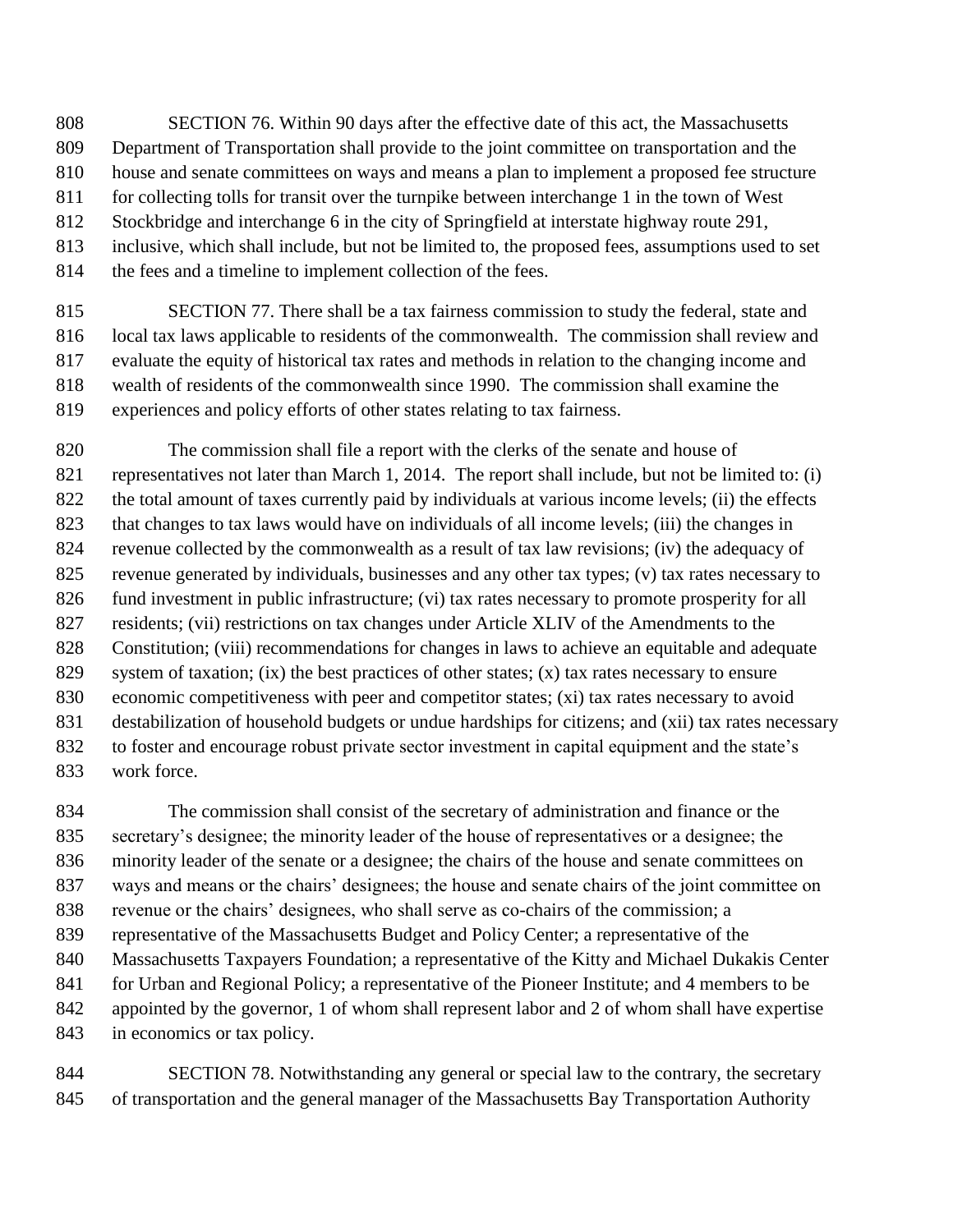SECTION 76. Within 90 days after the effective date of this act, the Massachusetts Department of Transportation shall provide to the joint committee on transportation and the house and senate committees on ways and means a plan to implement a proposed fee structure for collecting tolls for transit over the turnpike between interchange 1 in the town of West Stockbridge and interchange 6 in the city of Springfield at interstate highway route 291, inclusive, which shall include, but not be limited to, the proposed fees, assumptions used to set the fees and a timeline to implement collection of the fees.

SECTION 77. There shall be a tax fairness commission to study the federal, state and local tax laws applicable to residents of the commonwealth. The commission shall review and evaluate the equity of historical tax rates and methods in relation to the changing income and wealth of residents of the commonwealth since 1990. The commission shall examine the experiences and policy efforts of other states relating to tax fairness.

The commission shall file a report with the clerks of the senate and house of representatives not later than March 1, 2014. The report shall include, but not be limited to: (i) the total amount of taxes currently paid by individuals at various income levels; (ii) the effects that changes to tax laws would have on individuals of all income levels; (iii) the changes in revenue collected by the commonwealth as a result of tax law revisions; (iv) the adequacy of revenue generated by individuals, businesses and any other tax types; (v) tax rates necessary to fund investment in public infrastructure; (vi) tax rates necessary to promote prosperity for all residents; (vii) restrictions on tax changes under Article XLIV of the Amendments to the Constitution; (viii) recommendations for changes in laws to achieve an equitable and adequate system of taxation; (ix) the best practices of other states; (x) tax rates necessary to ensure economic competitiveness with peer and competitor states; (xi) tax rates necessary to avoid destabilization of household budgets or undue hardships for citizens; and (xii) tax rates necessary to foster and encourage robust private sector investment in capital equipment and the state's work force.

The commission shall consist of the secretary of administration and finance or the secretary's designee; the minority leader of the house of representatives or a designee; the minority leader of the senate or a designee; the chairs of the house and senate committees on ways and means or the chairs' designees; the house and senate chairs of the joint committee on revenue or the chairs' designees, who shall serve as co-chairs of the commission; a representative of the Massachusetts Budget and Policy Center; a representative of the Massachusetts Taxpayers Foundation; a representative of the Kitty and Michael Dukakis Center for Urban and Regional Policy; a representative of the Pioneer Institute; and 4 members to be appointed by the governor, 1 of whom shall represent labor and 2 of whom shall have expertise in economics or tax policy.

SECTION 78. Notwithstanding any general or special law to the contrary, the secretary of transportation and the general manager of the Massachusetts Bay Transportation Authority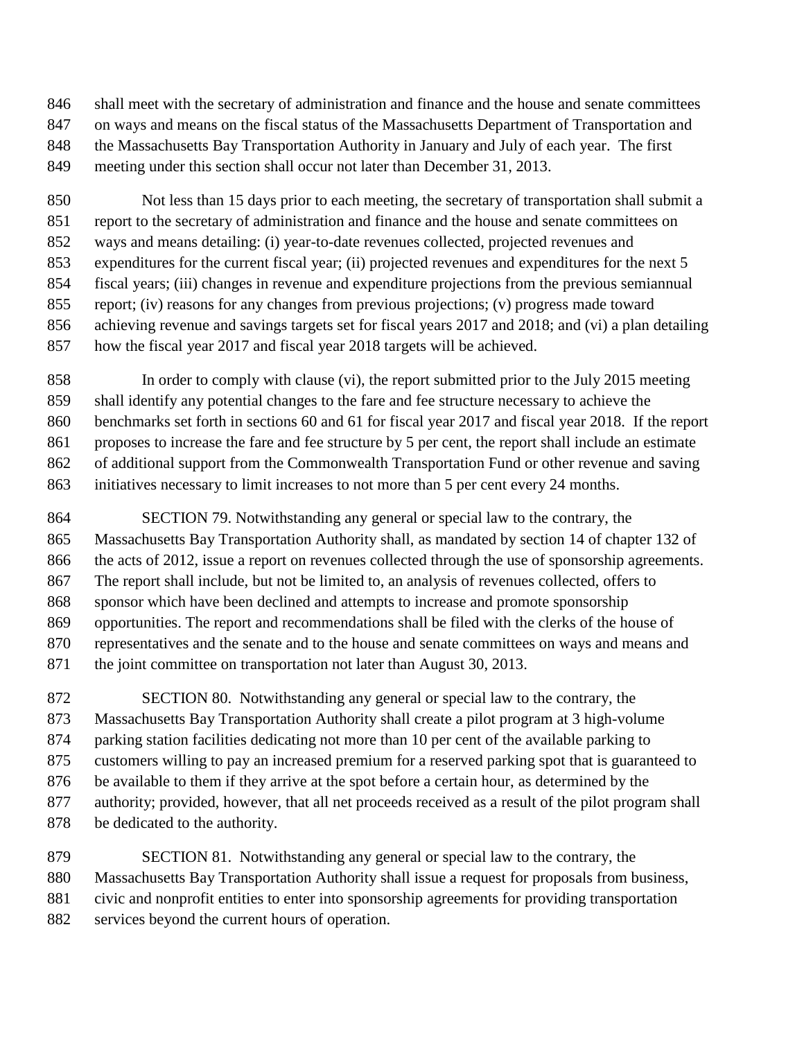shall meet with the secretary of administration and finance and the house and senate committees on ways and means on the fiscal status of the Massachusetts Department of Transportation and the Massachusetts Bay Transportation Authority in January and July of each year. The first meeting under this section shall occur not later than December 31, 2013.

Not less than 15 days prior to each meeting, the secretary of transportation shall submit a report to the secretary of administration and finance and the house and senate committees on ways and means detailing: (i) year-to-date revenues collected, projected revenues and expenditures for the current fiscal year; (ii) projected revenues and expenditures for the next 5 fiscal years; (iii) changes in revenue and expenditure projections from the previous semiannual report; (iv) reasons for any changes from previous projections; (v) progress made toward achieving revenue and savings targets set for fiscal years 2017 and 2018; and (vi) a plan detailing how the fiscal year 2017 and fiscal year 2018 targets will be achieved.

In order to comply with clause (vi), the report submitted prior to the July 2015 meeting shall identify any potential changes to the fare and fee structure necessary to achieve the benchmarks set forth in sections 60 and 61 for fiscal year 2017 and fiscal year 2018. If the report proposes to increase the fare and fee structure by 5 per cent, the report shall include an estimate of additional support from the Commonwealth Transportation Fund or other revenue and saving initiatives necessary to limit increases to not more than 5 per cent every 24 months.

SECTION 79. Notwithstanding any general or special law to the contrary, the Massachusetts Bay Transportation Authority shall, as mandated by section 14 of chapter 132 of the acts of 2012, issue a report on revenues collected through the use of sponsorship agreements. The report shall include, but not be limited to, an analysis of revenues collected, offers to sponsor which have been declined and attempts to increase and promote sponsorship opportunities. The report and recommendations shall be filed with the clerks of the house of representatives and the senate and to the house and senate committees on ways and means and the joint committee on transportation not later than August 30, 2013.

SECTION 80. Notwithstanding any general or special law to the contrary, the Massachusetts Bay Transportation Authority shall create a pilot program at 3 high-volume parking station facilities dedicating not more than 10 per cent of the available parking to customers willing to pay an increased premium for a reserved parking spot that is guaranteed to be available to them if they arrive at the spot before a certain hour, as determined by the authority; provided, however, that all net proceeds received as a result of the pilot program shall be dedicated to the authority.

SECTION 81. Notwithstanding any general or special law to the contrary, the Massachusetts Bay Transportation Authority shall issue a request for proposals from business, civic and nonprofit entities to enter into sponsorship agreements for providing transportation services beyond the current hours of operation.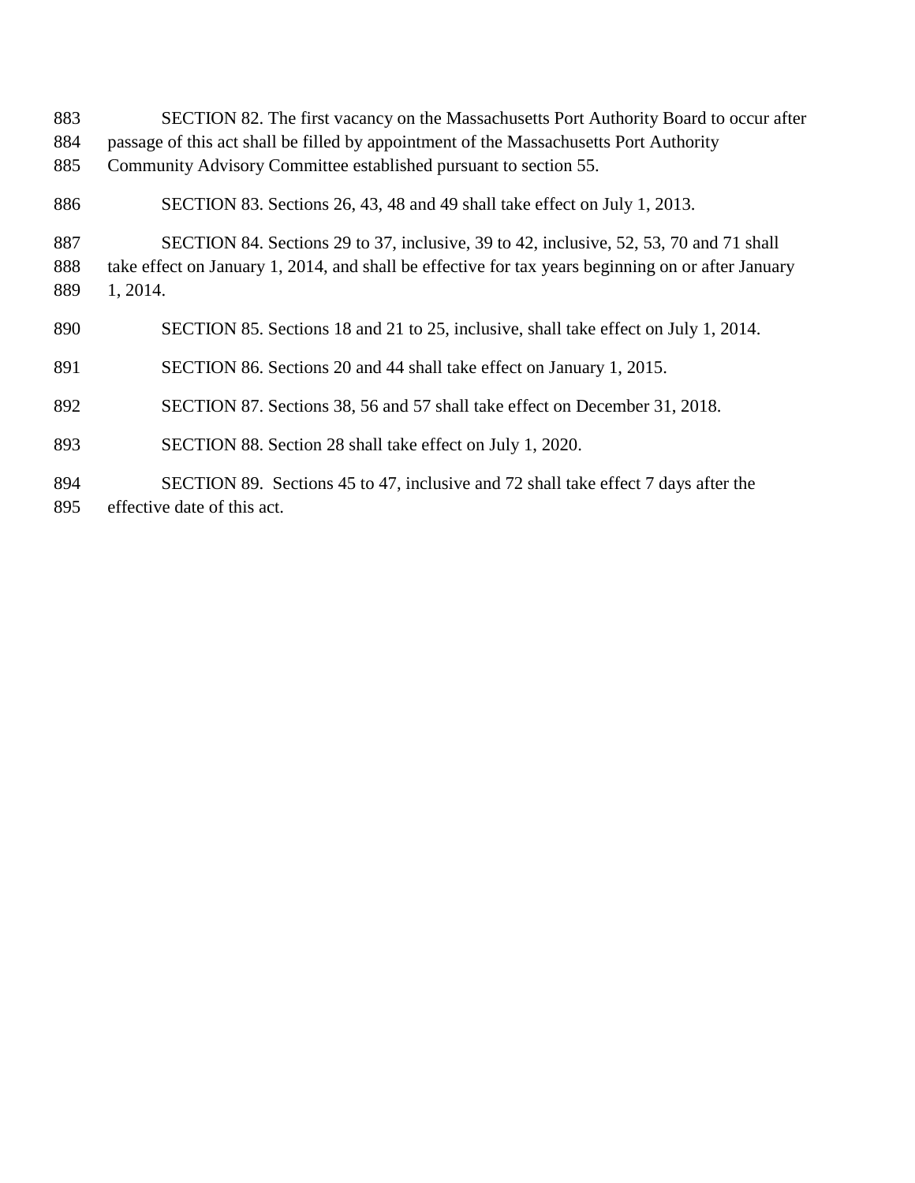SECTION 82. The first vacancy on the Massachusetts Port Authority Board to occur after passage of this act shall be filled by appointment of the Massachusetts Port Authority Community Advisory Committee established pursuant to section 55.

SECTION 83. Sections 26, 43, 48 and 49 shall take effect on July 1, 2013.

SECTION 84. Sections 29 to 37, inclusive, 39 to 42, inclusive, 52, 53, 70 and 71 shall take effect on January 1, 2014, and shall be effective for tax years beginning on or after January 1, 2014.

SECTION 85. Sections 18 and 21 to 25, inclusive, shall take effect on July 1, 2014.

SECTION 86. Sections 20 and 44 shall take effect on January 1, 2015.

SECTION 87. Sections 38, 56 and 57 shall take effect on December 31, 2018.

SECTION 88. Section 28 shall take effect on July 1, 2020.

SECTION 89. Sections 45 to 47, inclusive and 72 shall take effect 7 days after the effective date of this act.